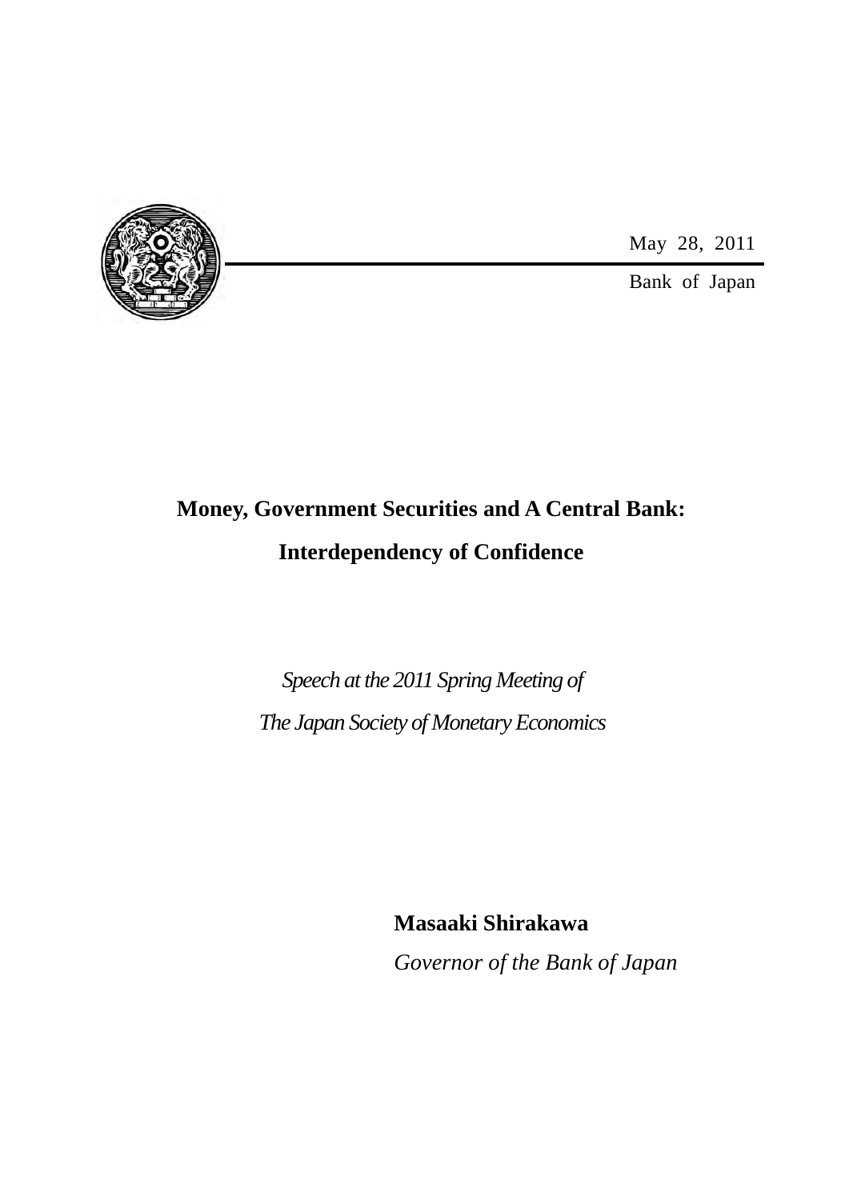May 28, 2011

Bank of Japan

# Money, Government Securities and A Central Bank: Interdependency of Confidence

*Speech at the 2011 Spring Meeting of The Japan Society of Monetary Economics*

**Masaaki Shirakawa**

*Governor of the Bank of Japan*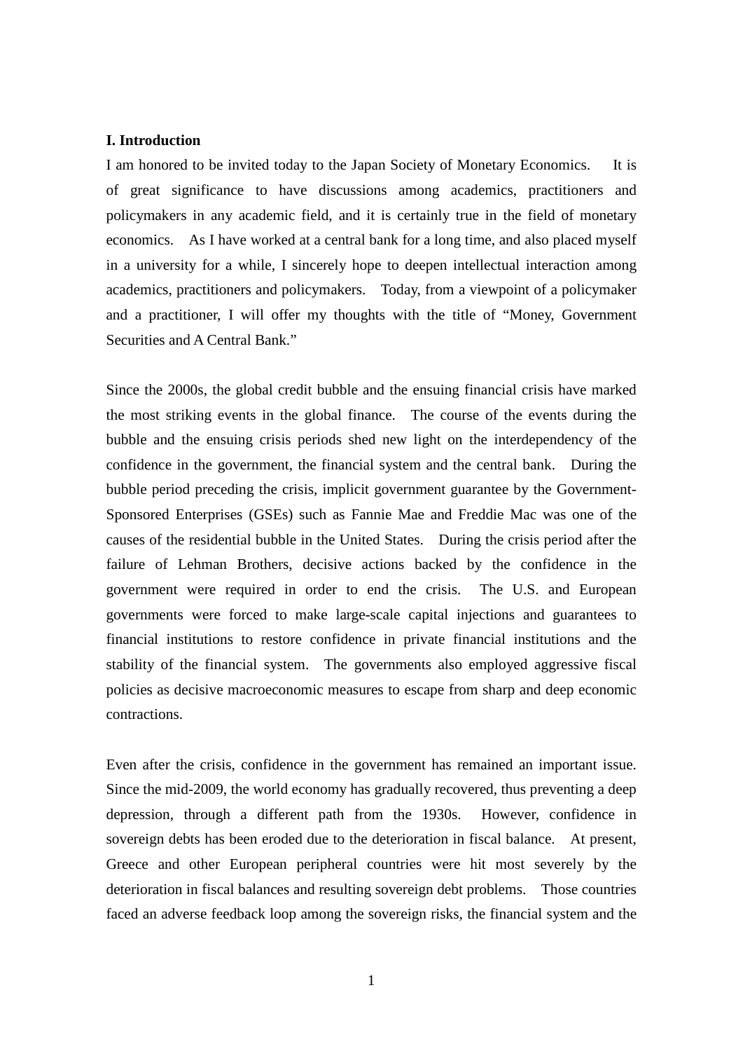**I. Introduction**

I am honored to be invited today to the Japan Society of Monetary Economics. It is of great significance to have discussions among academics, practitioners and policymakers in any academic field, and it is certainly true in the field of monetary economics. As I have worked at a central bank for a long time, and also placed myself in a university for a while, I sincerely hope to deepen intellectual interaction among academics, practitioners and policymakers. Today, from a viewpoint of a policymaker and a practitioner, I will offer my thoughts with the title of "Money, Government Securities and A Central Bank."

Since the 2000s, the global credit bubble and the ensuing financial crisis have marked the most striking events in the global finance. The course of the events during the bubble and the ensuing crisis periods shed new light on the interdependency of the confidence in the government, the financial system and the central bank. During the bubble period preceding the crisis, implicit government guarantee by the Government-Sponsored Enterprises (GSEs) such as Fannie Mae and Freddie Mac was one of the causes of the residential bubble in the United States. During the crisis period after the failure of Lehman Brothers, decisive actions backed by the confidence in the government were required in order to end the crisis. The U.S. and European governments were forced to make large-scale capital injections and guarantees to financial institutions to restore confidence in private financial institutions and the stability of the financial system. The governments also employed aggressive fiscal policies as decisive macroeconomic measures to escape from sharp and deep economic contractions.

Even after the crisis, confidence in the government has remained an important issue. Since the mid-2009, the world economy has gradually recovered, thus preventing a deep depression, through a different path from the 1930s. However, confidence in sovereign debts has been eroded due to the deterioration in fiscal balance. At present, Greece and other European peripheral countries were hit most severely by the deterioration in fiscal balances and resulting sovereign debt problems. Those countries faced an adverse feedback loop among the sovereign risks, the financial system and the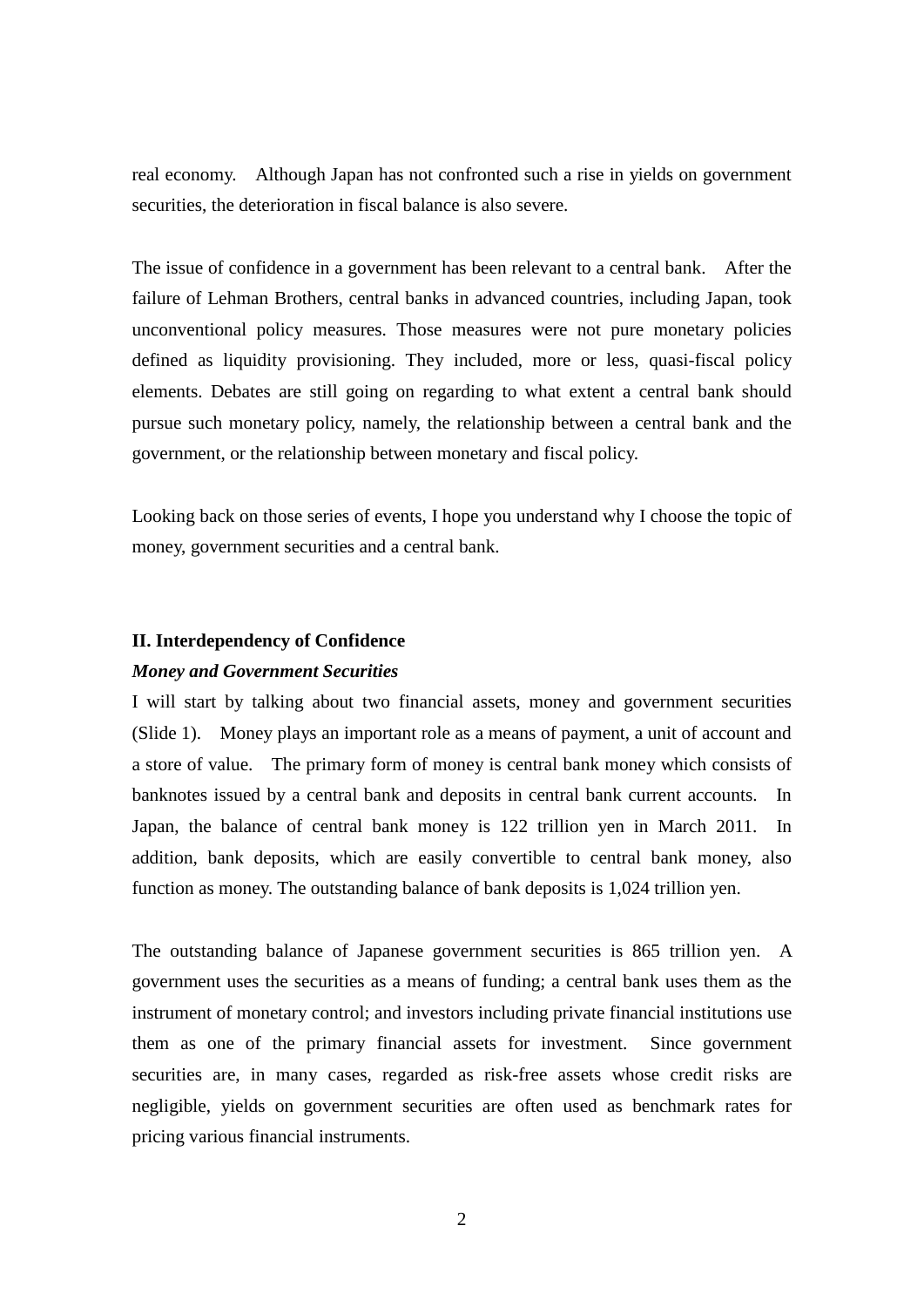real economy. Although Japan has not confronted such a rise in yields on government securities, the deterioration in fiscal balance is also severe.

The issue of confidence in a government has been relevant to a central bank. After the failure of Lehman Brothers, central banks in advanced countries, including Japan, took unconventional policy measures. Those measures were not pure monetary policies defined as liquidity provisioning. They included, more or less, quasi-fiscal policy elements. Debates are still going on regarding to what extent a central bank should pursue such monetary policy, namely, the relationship between a central bank and the government, or the relationship between monetary and fiscal policy.

Looking back on those series of events, I hope you understand why I choose the topic of money, government securities and a central bank.

## II. Interdependency of Confidence

### *Money and Government Securities*

I will start by talking about two financial assets, money and government securities (Slide 1). Money plays an important role as a means of payment, a unit of account and a store of value. The primary form of money is central bank money which consists of banknotes issued by a central bank and deposits in central bank current accounts. In Japan, the balance of central bank money is 122 trillion yen in March 2011. In addition, bank deposits, which are easily convertible to central bank money, also function as money. The outstanding balance of bank deposits is 1,024 trillion yen.

The outstanding balance of Japanese government securities is 865 trillion yen. A government uses the securities as a means of funding; a central bank uses them as the instrument of monetary control; and investors including private financial institutions use them as one of the primary financial assets for investment. Since government securities are, in many cases, regarded as risk-free assets whose credit risks are negligible, yields on government securities are often used as benchmark rates for pricing various financial instruments.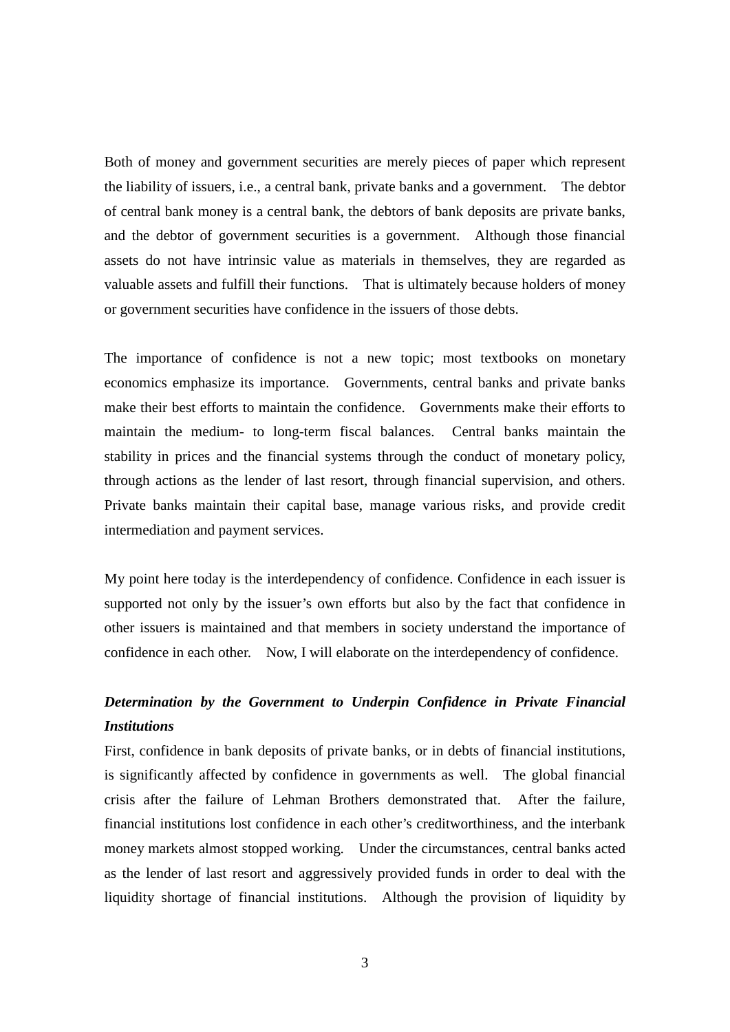Both of money and government securities are merely pieces of paper which represent the liability of issuers, i.e., a central bank, private banks and a government. The debtor of central bank money is a central bank, the debtors of bank deposits are private banks, and the debtor of government securities is a government. Although those financial assets do not have intrinsic value as materials in themselves, they are regarded as valuable assets and fulfill their functions. That is ultimately because holders of money or government securities have confidence in the issuers of those debts.

The importance of confidence is not a new topic; most textbooks on monetary economics emphasize its importance. Governments, central banks and private banks make their best efforts to maintain the confidence. Governments make their efforts to maintain the medium- to long-term fiscal balances. Central banks maintain the stability in prices and the financial systems through the conduct of monetary policy, through actions as the lender of last resort, through financial supervision, and others. Private banks maintain their capital base, manage various risks, and provide credit intermediation and payment services.

My point here today is the interdependency of confidence. Confidence in each issuer is supported not only by the issuer's own efforts but also by the fact that confidence in other issuers is maintained and that members in society understand the importance of confidence in each other. Now, I will elaborate on the interdependency of confidence.

***Determination by the Government to Underpin Confidence in Private Financial Institutions***

First, confidence in bank deposits of private banks, or in debts of financial institutions, is significantly affected by confidence in governments as well. The global financial crisis after the failure of Lehman Brothers demonstrated that. After the failure, financial institutions lost confidence in each other's creditworthiness, and the interbank money markets almost stopped working. Under the circumstances, central banks acted as the lender of last resort and aggressively provided funds in order to deal with the liquidity shortage of financial institutions. Although the provision of liquidity by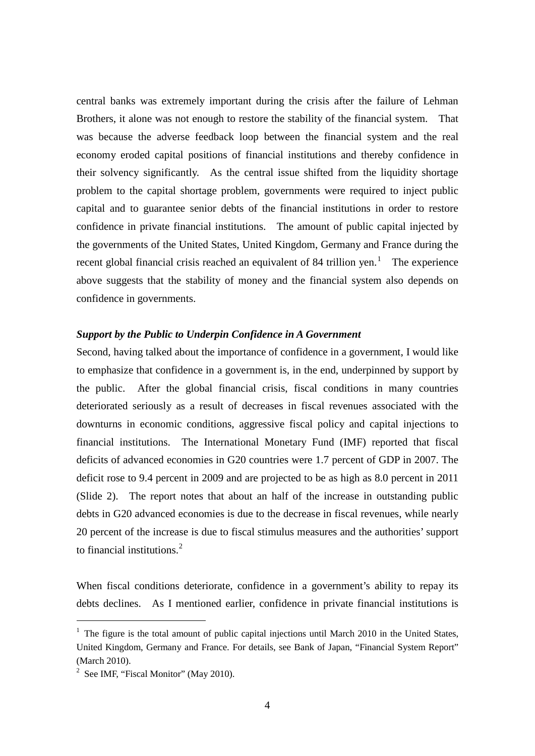central banks was extremely important during the crisis after the failure of Lehman Brothers, it alone was not enough to restore the stability of the financial system. That was because the adverse feedback loop between the financial system and the real economy eroded capital positions of financial institutions and thereby confidence in their solvency significantly. As the central issue shifted from the liquidity shortage problem to the capital shortage problem, governments were required to inject public capital and to guarantee senior debts of the financial institutions in order to restore confidence in private financial institutions. The amount of public capital injected by the governments of the United States, United Kingdom, Germany and France during the recent global financial crisis reached an equivalent of 84 trillion yen.[1] The experience above suggests that the stability of money and the financial system also depends on confidence in governments.

### *Support by the Public to Underpin Confidence in A Government*

Second, having talked about the importance of confidence in a government, I would like to emphasize that confidence in a government is, in the end, underpinned by support by the public. After the global financial crisis, fiscal conditions in many countries deteriorated seriously as a result of decreases in fiscal revenues associated with the downturns in economic conditions, aggressive fiscal policy and capital injections to financial institutions. The International Monetary Fund (IMF) reported that fiscal deficits of advanced economies in G20 countries were 1.7 percent of GDP in 2007. The deficit rose to 9.4 percent in 2009 and are projected to be as high as 8.0 percent in 2011 (Slide 2). The report notes that about an half of the increase in outstanding public debts in G20 advanced economies is due to the decrease in fiscal revenues, while nearly 20 percent of the increase is due to fiscal stimulus measures and the authorities' support to financial institutions.[2]

When fiscal conditions deteriorate, confidence in a government's ability to repay its debts declines. As I mentioned earlier, confidence in private financial institutions is

---

[1] The figure is the total amount of public capital injections until March 2010 in the United States, United Kingdom, Germany and France. For details, see Bank of Japan, "Financial System Report" (March 2010).

[2] See IMF, "Fiscal Monitor" (May 2010).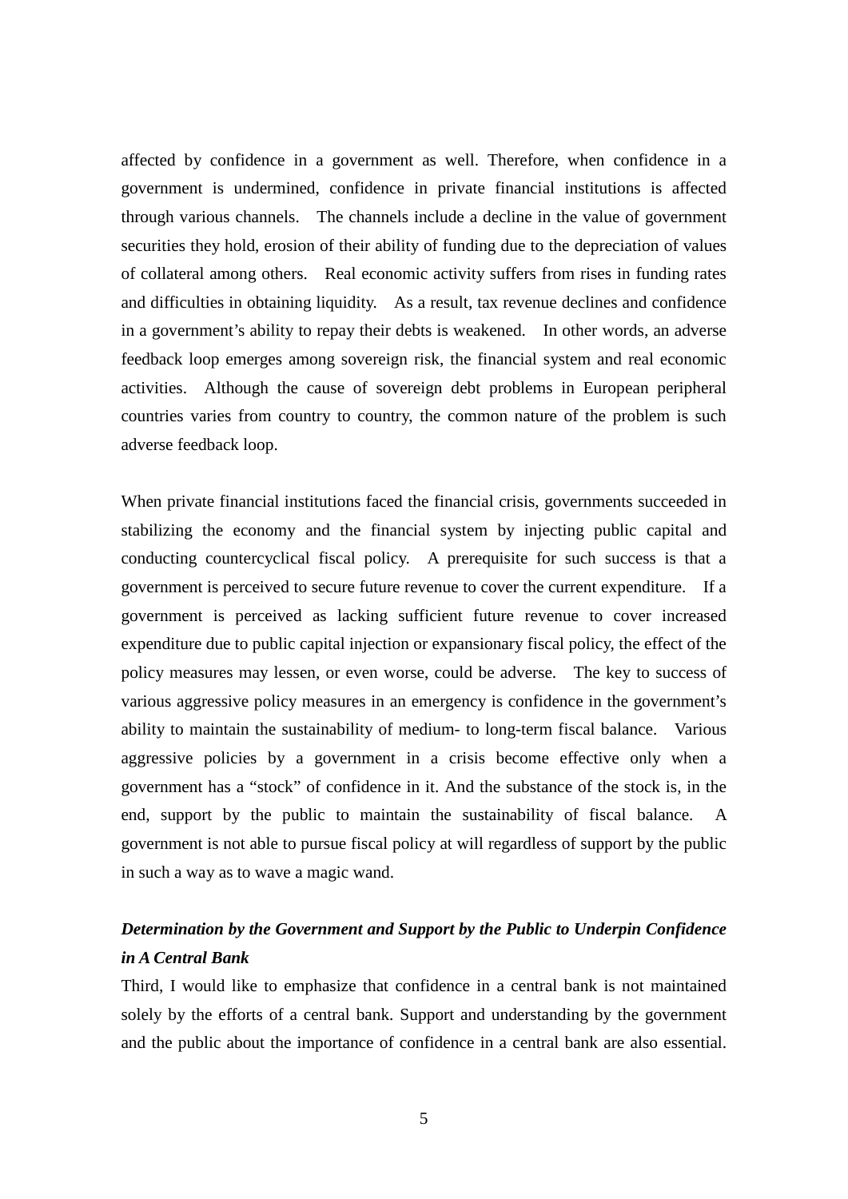affected by confidence in a government as well. Therefore, when confidence in a government is undermined, confidence in private financial institutions is affected through various channels. The channels include a decline in the value of government securities they hold, erosion of their ability of funding due to the depreciation of values of collateral among others. Real economic activity suffers from rises in funding rates and difficulties in obtaining liquidity. As a result, tax revenue declines and confidence in a government's ability to repay their debts is weakened. In other words, an adverse feedback loop emerges among sovereign risk, the financial system and real economic activities. Although the cause of sovereign debt problems in European peripheral countries varies from country to country, the common nature of the problem is such adverse feedback loop.

When private financial institutions faced the financial crisis, governments succeeded in stabilizing the economy and the financial system by injecting public capital and conducting countercyclical fiscal policy. A prerequisite for such success is that a government is perceived to secure future revenue to cover the current expenditure. If a government is perceived as lacking sufficient future revenue to cover increased expenditure due to public capital injection or expansionary fiscal policy, the effect of the policy measures may lessen, or even worse, could be adverse. The key to success of various aggressive policy measures in an emergency is confidence in the government's ability to maintain the sustainability of medium- to long-term fiscal balance. Various aggressive policies by a government in a crisis become effective only when a government has a "stock" of confidence in it. And the substance of the stock is, in the end, support by the public to maintain the sustainability of fiscal balance. A government is not able to pursue fiscal policy at will regardless of support by the public in such a way as to wave a magic wand.

***Determination by the Government and Support by the Public to Underpin Confidence in A Central Bank***

Third, I would like to emphasize that confidence in a central bank is not maintained solely by the efforts of a central bank. Support and understanding by the government and the public about the importance of confidence in a central bank are also essential.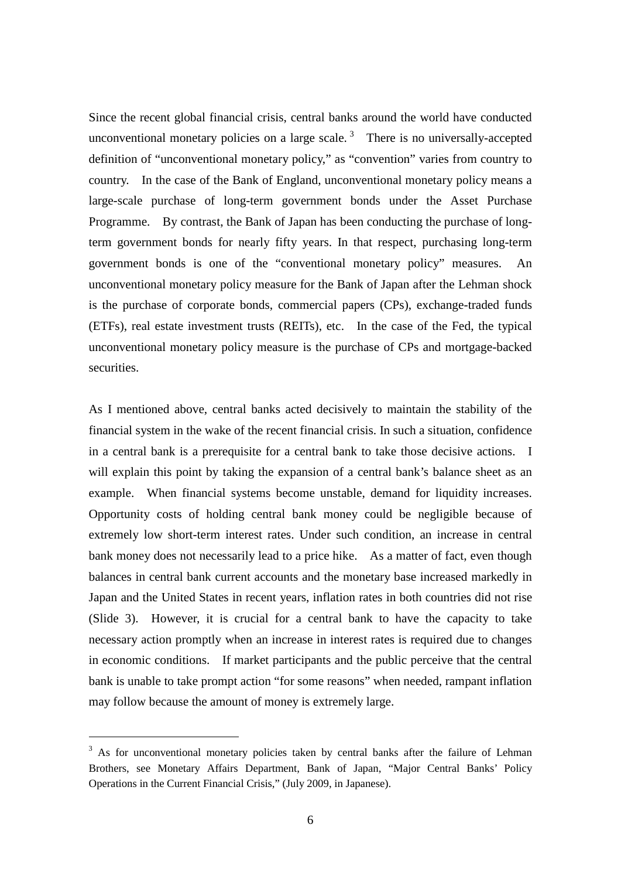Since the recent global financial crisis, central banks around the world have conducted unconventional monetary policies on a large scale.[3] There is no universally-accepted definition of "unconventional monetary policy," as "convention" varies from country to country. In the case of the Bank of England, unconventional monetary policy means a large-scale purchase of long-term government bonds under the Asset Purchase Programme. By contrast, the Bank of Japan has been conducting the purchase of long-term government bonds for nearly fifty years. In that respect, purchasing long-term government bonds is one of the "conventional monetary policy" measures. An unconventional monetary policy measure for the Bank of Japan after the Lehman shock is the purchase of corporate bonds, commercial papers (CPs), exchange-traded funds (ETFs), real estate investment trusts (REITs), etc. In the case of the Fed, the typical unconventional monetary policy measure is the purchase of CPs and mortgage-backed securities.

As I mentioned above, central banks acted decisively to maintain the stability of the financial system in the wake of the recent financial crisis. In such a situation, confidence in a central bank is a prerequisite for a central bank to take those decisive actions. I will explain this point by taking the expansion of a central bank's balance sheet as an example. When financial systems become unstable, demand for liquidity increases. Opportunity costs of holding central bank money could be negligible because of extremely low short-term interest rates. Under such condition, an increase in central bank money does not necessarily lead to a price hike. As a matter of fact, even though balances in central bank current accounts and the monetary base increased markedly in Japan and the United States in recent years, inflation rates in both countries did not rise (Slide 3). However, it is crucial for a central bank to have the capacity to take necessary action promptly when an increase in interest rates is required due to changes in economic conditions. If market participants and the public perceive that the central bank is unable to take prompt action "for some reasons" when needed, rampant inflation may follow because the amount of money is extremely large.

---

[3] As for unconventional monetary policies taken by central banks after the failure of Lehman Brothers, see Monetary Affairs Department, Bank of Japan, "Major Central Banks' Policy Operations in the Current Financial Crisis," (July 2009, in Japanese).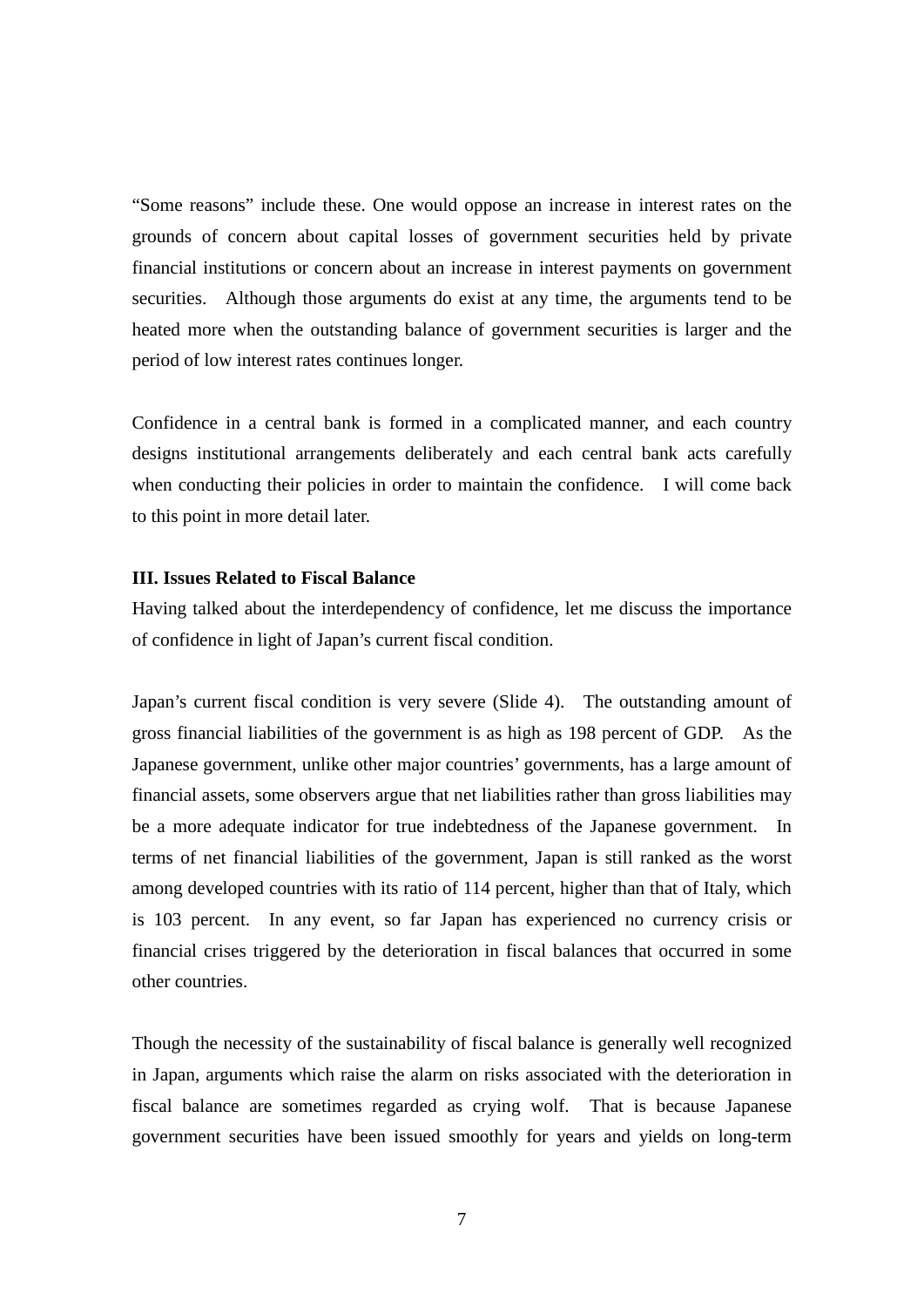"Some reasons" include these. One would oppose an increase in interest rates on the grounds of concern about capital losses of government securities held by private financial institutions or concern about an increase in interest payments on government securities. Although those arguments do exist at any time, the arguments tend to be heated more when the outstanding balance of government securities is larger and the period of low interest rates continues longer.

Confidence in a central bank is formed in a complicated manner, and each country designs institutional arrangements deliberately and each central bank acts carefully when conducting their policies in order to maintain the confidence. I will come back to this point in more detail later.

**III. Issues Related to Fiscal Balance**

Having talked about the interdependency of confidence, let me discuss the importance of confidence in light of Japan's current fiscal condition.

Japan's current fiscal condition is very severe (Slide 4). The outstanding amount of gross financial liabilities of the government is as high as 198 percent of GDP. As the Japanese government, unlike other major countries' governments, has a large amount of financial assets, some observers argue that net liabilities rather than gross liabilities may be a more adequate indicator for true indebtedness of the Japanese government. In terms of net financial liabilities of the government, Japan is still ranked as the worst among developed countries with its ratio of 114 percent, higher than that of Italy, which is 103 percent. In any event, so far Japan has experienced no currency crisis or financial crises triggered by the deterioration in fiscal balances that occurred in some other countries.

Though the necessity of the sustainability of fiscal balance is generally well recognized in Japan, arguments which raise the alarm on risks associated with the deterioration in fiscal balance are sometimes regarded as crying wolf. That is because Japanese government securities have been issued smoothly for years and yields on long-term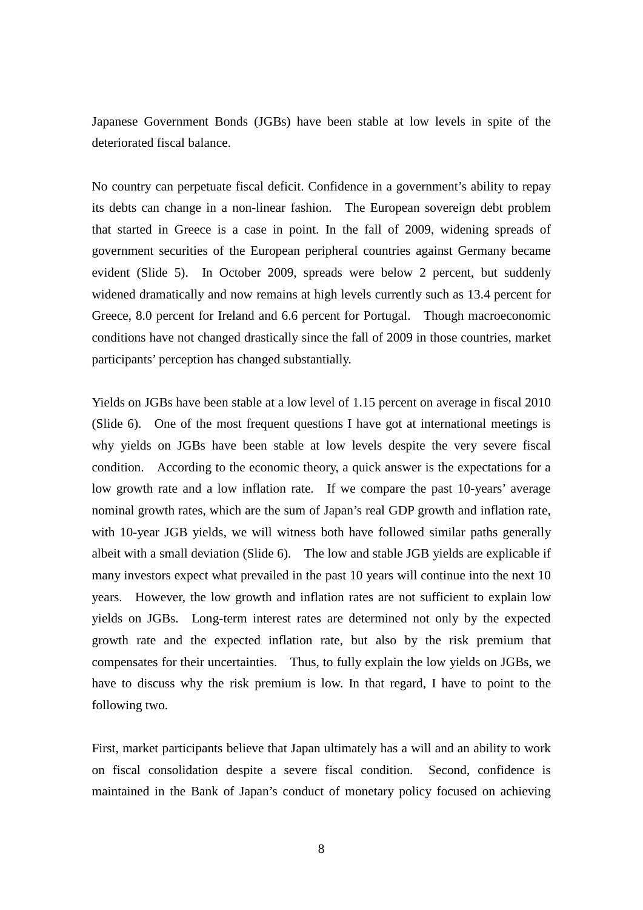Japanese Government Bonds (JGBs) have been stable at low levels in spite of the deteriorated fiscal balance.

No country can perpetuate fiscal deficit. Confidence in a government's ability to repay its debts can change in a non-linear fashion. The European sovereign debt problem that started in Greece is a case in point. In the fall of 2009, widening spreads of government securities of the European peripheral countries against Germany became evident (Slide 5). In October 2009, spreads were below 2 percent, but suddenly widened dramatically and now remains at high levels currently such as 13.4 percent for Greece, 8.0 percent for Ireland and 6.6 percent for Portugal. Though macroeconomic conditions have not changed drastically since the fall of 2009 in those countries, market participants' perception has changed substantially.

Yields on JGBs have been stable at a low level of 1.15 percent on average in fiscal 2010 (Slide 6). One of the most frequent questions I have got at international meetings is why yields on JGBs have been stable at low levels despite the very severe fiscal condition. According to the economic theory, a quick answer is the expectations for a low growth rate and a low inflation rate. If we compare the past 10-years' average nominal growth rates, which are the sum of Japan's real GDP growth and inflation rate, with 10-year JGB yields, we will witness both have followed similar paths generally albeit with a small deviation (Slide 6). The low and stable JGB yields are explicable if many investors expect what prevailed in the past 10 years will continue into the next 10 years. However, the low growth and inflation rates are not sufficient to explain low yields on JGBs. Long-term interest rates are determined not only by the expected growth rate and the expected inflation rate, but also by the risk premium that compensates for their uncertainties. Thus, to fully explain the low yields on JGBs, we have to discuss why the risk premium is low. In that regard, I have to point to the following two.

First, market participants believe that Japan ultimately has a will and an ability to work on fiscal consolidation despite a severe fiscal condition. Second, confidence is maintained in the Bank of Japan's conduct of monetary policy focused on achieving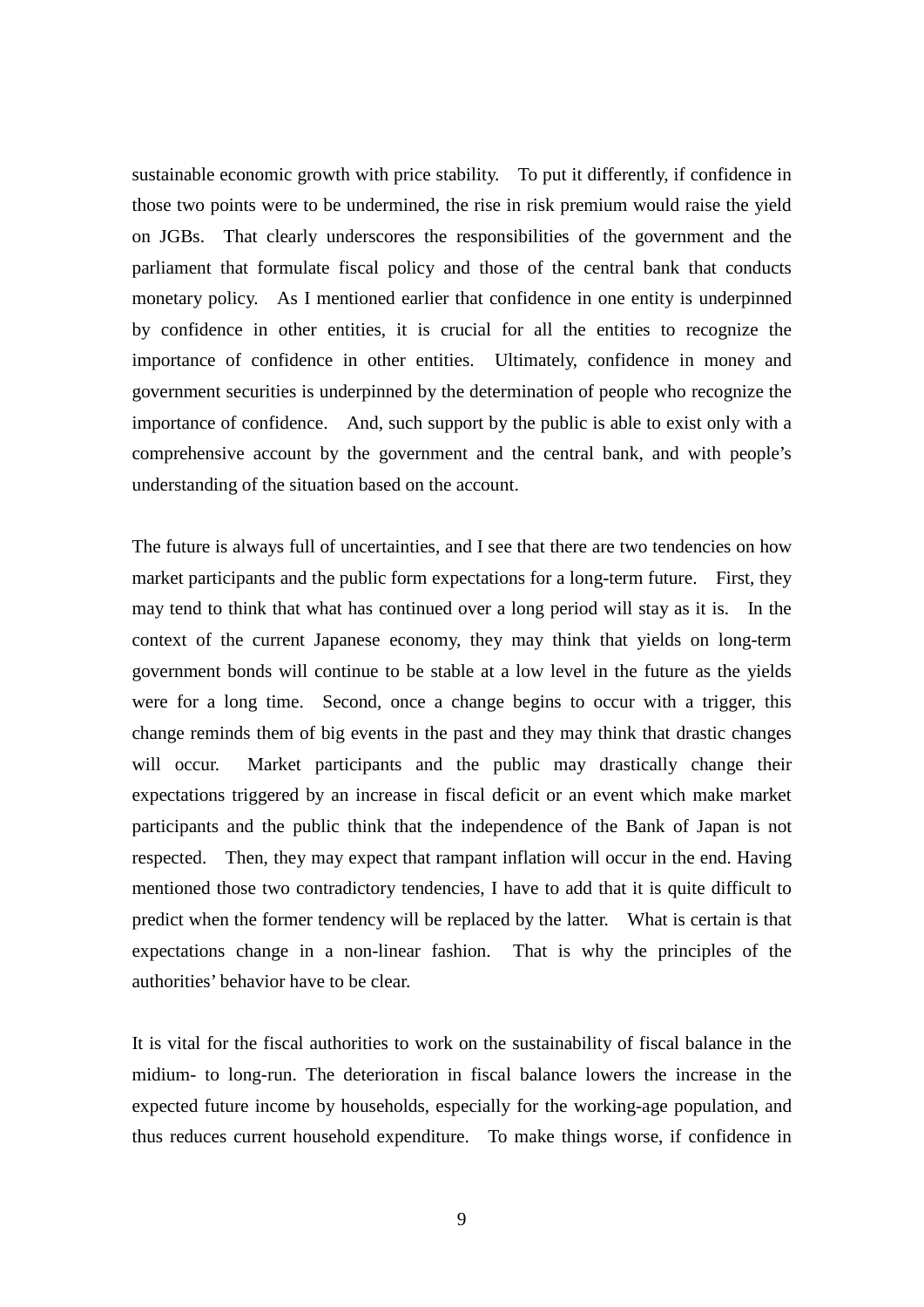sustainable economic growth with price stability. To put it differently, if confidence in those two points were to be undermined, the rise in risk premium would raise the yield on JGBs. That clearly underscores the responsibilities of the government and the parliament that formulate fiscal policy and those of the central bank that conducts monetary policy. As I mentioned earlier that confidence in one entity is underpinned by confidence in other entities, it is crucial for all the entities to recognize the importance of confidence in other entities. Ultimately, confidence in money and government securities is underpinned by the determination of people who recognize the importance of confidence. And, such support by the public is able to exist only with a comprehensive account by the government and the central bank, and with people's understanding of the situation based on the account.

The future is always full of uncertainties, and I see that there are two tendencies on how market participants and the public form expectations for a long-term future. First, they may tend to think that what has continued over a long period will stay as it is. In the context of the current Japanese economy, they may think that yields on long-term government bonds will continue to be stable at a low level in the future as the yields were for a long time. Second, once a change begins to occur with a trigger, this change reminds them of big events in the past and they may think that drastic changes will occur. Market participants and the public may drastically change their expectations triggered by an increase in fiscal deficit or an event which make market participants and the public think that the independence of the Bank of Japan is not respected. Then, they may expect that rampant inflation will occur in the end. Having mentioned those two contradictory tendencies, I have to add that it is quite difficult to predict when the former tendency will be replaced by the latter. What is certain is that expectations change in a non-linear fashion. That is why the principles of the authorities' behavior have to be clear.

It is vital for the fiscal authorities to work on the sustainability of fiscal balance in the midium- to long-run. The deterioration in fiscal balance lowers the increase in the expected future income by households, especially for the working-age population, and thus reduces current household expenditure. To make things worse, if confidence in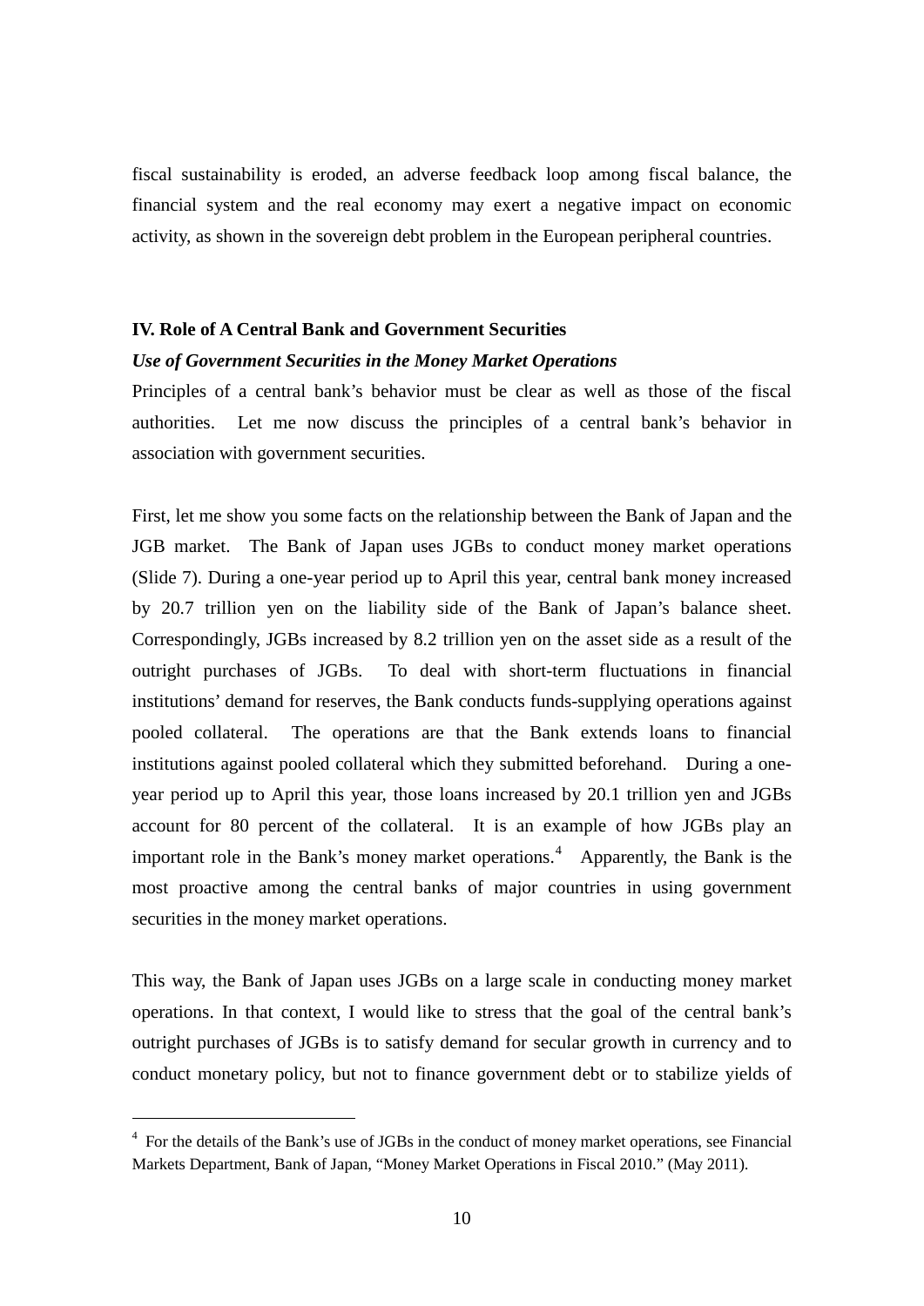fiscal sustainability is eroded, an adverse feedback loop among fiscal balance, the financial system and the real economy may exert a negative impact on economic activity, as shown in the sovereign debt problem in the European peripheral countries.

## IV. Role of A Central Bank and Government Securities

### *Use of Government Securities in the Money Market Operations*

Principles of a central bank's behavior must be clear as well as those of the fiscal authorities. Let me now discuss the principles of a central bank's behavior in association with government securities.

First, let me show you some facts on the relationship between the Bank of Japan and the JGB market. The Bank of Japan uses JGBs to conduct money market operations (Slide 7). During a one-year period up to April this year, central bank money increased by 20.7 trillion yen on the liability side of the Bank of Japan's balance sheet. Correspondingly, JGBs increased by 8.2 trillion yen on the asset side as a result of the outright purchases of JGBs. To deal with short-term fluctuations in financial institutions' demand for reserves, the Bank conducts funds-supplying operations against pooled collateral. The operations are that the Bank extends loans to financial institutions against pooled collateral which they submitted beforehand. During a one-year period up to April this year, those loans increased by 20.1 trillion yen and JGBs account for 80 percent of the collateral. It is an example of how JGBs play an important role in the Bank's money market operations.[4] Apparently, the Bank is the most proactive among the central banks of major countries in using government securities in the money market operations.

This way, the Bank of Japan uses JGBs on a large scale in conducting money market operations. In that context, I would like to stress that the goal of the central bank's outright purchases of JGBs is to satisfy demand for secular growth in currency and to conduct monetary policy, but not to finance government debt or to stabilize yields of

[4] For the details of the Bank's use of JGBs in the conduct of money market operations, see Financial Markets Department, Bank of Japan, "Money Market Operations in Fiscal 2010." (May 2011).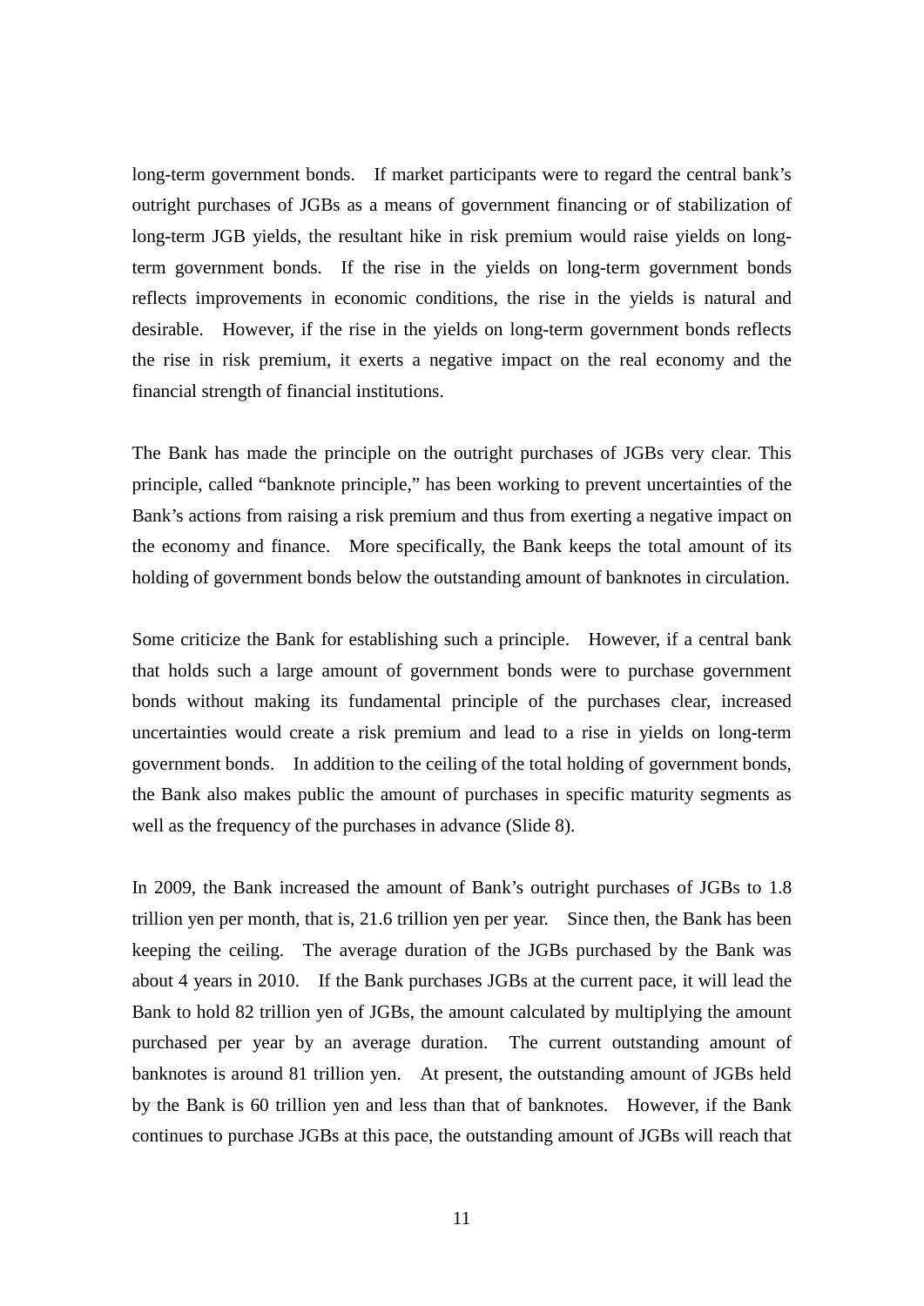long-term government bonds. If market participants were to regard the central bank's outright purchases of JGBs as a means of government financing or of stabilization of long-term JGB yields, the resultant hike in risk premium would raise yields on long-term government bonds. If the rise in the yields on long-term government bonds reflects improvements in economic conditions, the rise in the yields is natural and desirable. However, if the rise in the yields on long-term government bonds reflects the rise in risk premium, it exerts a negative impact on the real economy and the financial strength of financial institutions.

The Bank has made the principle on the outright purchases of JGBs very clear. This principle, called "banknote principle," has been working to prevent uncertainties of the Bank's actions from raising a risk premium and thus from exerting a negative impact on the economy and finance. More specifically, the Bank keeps the total amount of its holding of government bonds below the outstanding amount of banknotes in circulation.

Some criticize the Bank for establishing such a principle. However, if a central bank that holds such a large amount of government bonds were to purchase government bonds without making its fundamental principle of the purchases clear, increased uncertainties would create a risk premium and lead to a rise in yields on long-term government bonds. In addition to the ceiling of the total holding of government bonds, the Bank also makes public the amount of purchases in specific maturity segments as well as the frequency of the purchases in advance (Slide 8).

In 2009, the Bank increased the amount of Bank's outright purchases of JGBs to 1.8 trillion yen per month, that is, 21.6 trillion yen per year. Since then, the Bank has been keeping the ceiling. The average duration of the JGBs purchased by the Bank was about 4 years in 2010. If the Bank purchases JGBs at the current pace, it will lead the Bank to hold 82 trillion yen of JGBs, the amount calculated by multiplying the amount purchased per year by an average duration. The current outstanding amount of banknotes is around 81 trillion yen. At present, the outstanding amount of JGBs held by the Bank is 60 trillion yen and less than that of banknotes. However, if the Bank continues to purchase JGBs at this pace, the outstanding amount of JGBs will reach that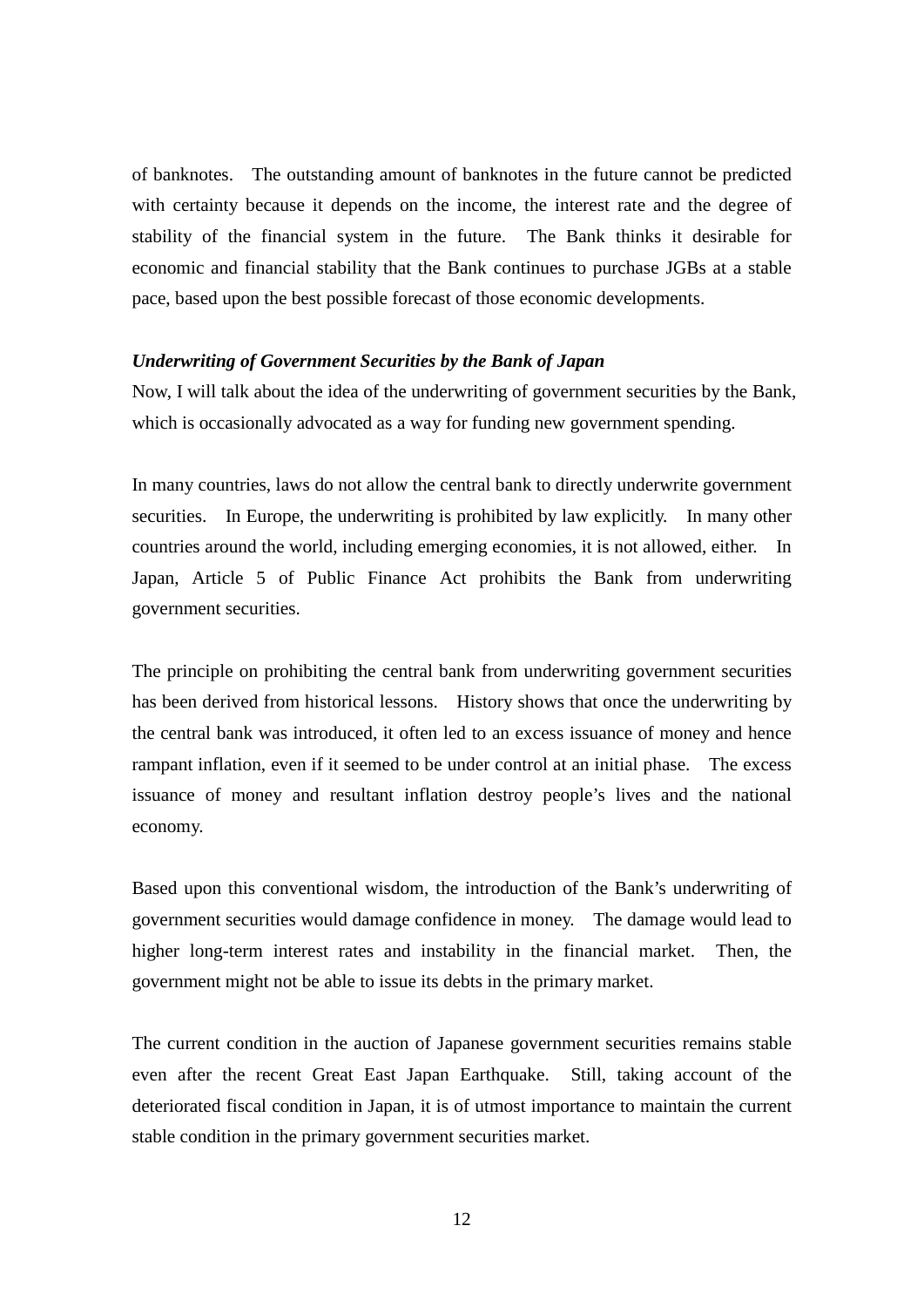of banknotes. The outstanding amount of banknotes in the future cannot be predicted with certainty because it depends on the income, the interest rate and the degree of stability of the financial system in the future. The Bank thinks it desirable for economic and financial stability that the Bank continues to purchase JGBs at a stable pace, based upon the best possible forecast of those economic developments.

***Underwriting of Government Securities by the Bank of Japan***

Now, I will talk about the idea of the underwriting of government securities by the Bank, which is occasionally advocated as a way for funding new government spending.

In many countries, laws do not allow the central bank to directly underwrite government securities. In Europe, the underwriting is prohibited by law explicitly. In many other countries around the world, including emerging economies, it is not allowed, either. In Japan, Article 5 of Public Finance Act prohibits the Bank from underwriting government securities.

The principle on prohibiting the central bank from underwriting government securities has been derived from historical lessons. History shows that once the underwriting by the central bank was introduced, it often led to an excess issuance of money and hence rampant inflation, even if it seemed to be under control at an initial phase. The excess issuance of money and resultant inflation destroy people's lives and the national economy.

Based upon this conventional wisdom, the introduction of the Bank's underwriting of government securities would damage confidence in money. The damage would lead to higher long-term interest rates and instability in the financial market. Then, the government might not be able to issue its debts in the primary market.

The current condition in the auction of Japanese government securities remains stable even after the recent Great East Japan Earthquake. Still, taking account of the deteriorated fiscal condition in Japan, it is of utmost importance to maintain the current stable condition in the primary government securities market.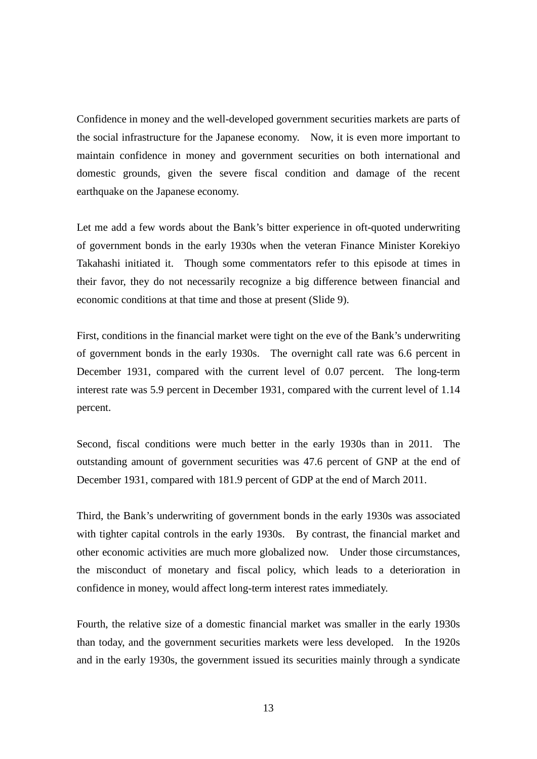Confidence in money and the well-developed government securities markets are parts of the social infrastructure for the Japanese economy. Now, it is even more important to maintain confidence in money and government securities on both international and domestic grounds, given the severe fiscal condition and damage of the recent earthquake on the Japanese economy.

Let me add a few words about the Bank's bitter experience in oft-quoted underwriting of government bonds in the early 1930s when the veteran Finance Minister Korekiyo Takahashi initiated it. Though some commentators refer to this episode at times in their favor, they do not necessarily recognize a big difference between financial and economic conditions at that time and those at present (Slide 9).

First, conditions in the financial market were tight on the eve of the Bank's underwriting of government bonds in the early 1930s. The overnight call rate was 6.6 percent in December 1931, compared with the current level of 0.07 percent. The long-term interest rate was 5.9 percent in December 1931, compared with the current level of 1.14 percent.

Second, fiscal conditions were much better in the early 1930s than in 2011. The outstanding amount of government securities was 47.6 percent of GNP at the end of December 1931, compared with 181.9 percent of GDP at the end of March 2011.

Third, the Bank's underwriting of government bonds in the early 1930s was associated with tighter capital controls in the early 1930s. By contrast, the financial market and other economic activities are much more globalized now. Under those circumstances, the misconduct of monetary and fiscal policy, which leads to a deterioration in confidence in money, would affect long-term interest rates immediately.

Fourth, the relative size of a domestic financial market was smaller in the early 1930s than today, and the government securities markets were less developed. In the 1920s and in the early 1930s, the government issued its securities mainly through a syndicate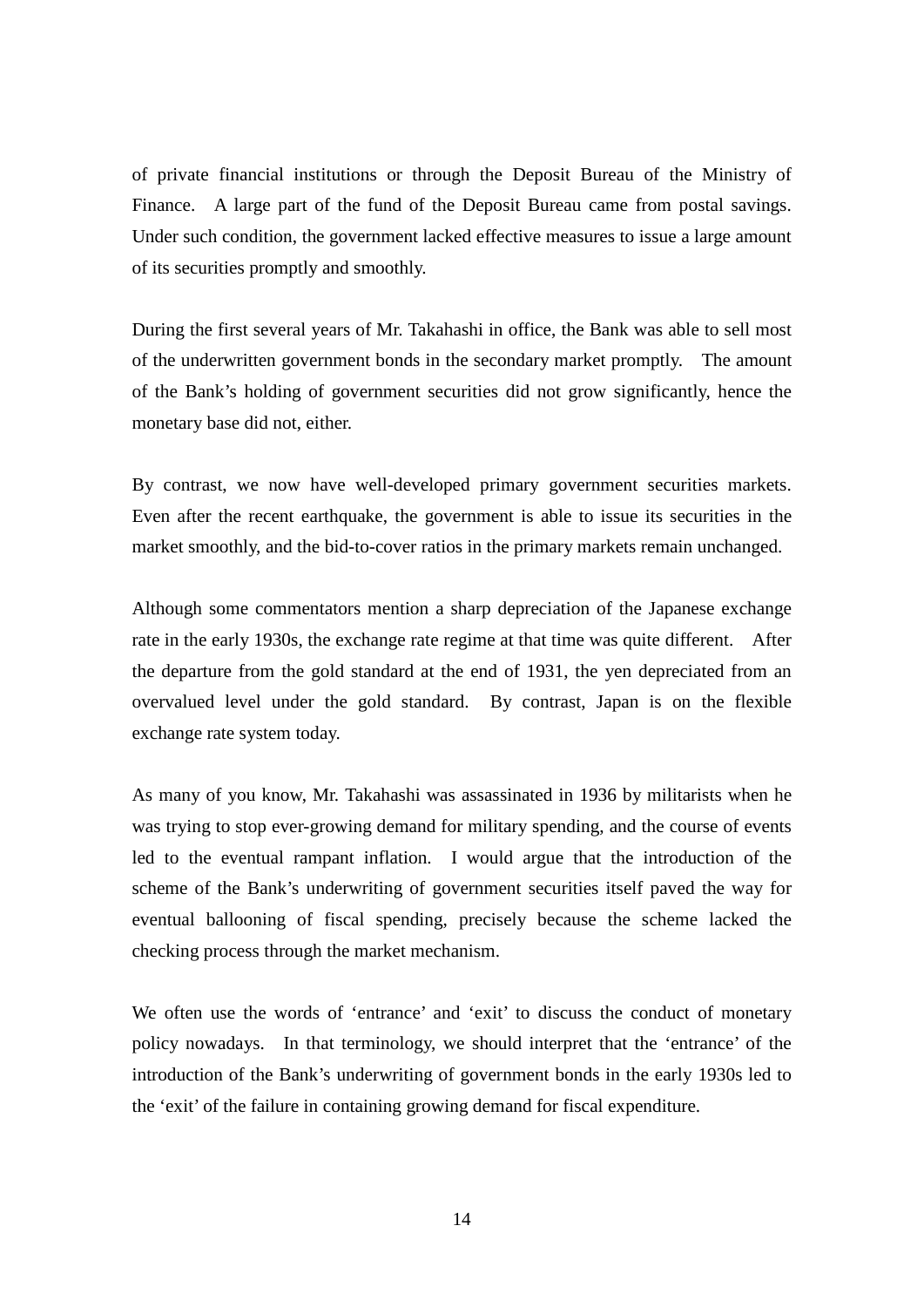of private financial institutions or through the Deposit Bureau of the Ministry of Finance. A large part of the fund of the Deposit Bureau came from postal savings. Under such condition, the government lacked effective measures to issue a large amount of its securities promptly and smoothly.

During the first several years of Mr. Takahashi in office, the Bank was able to sell most of the underwritten government bonds in the secondary market promptly. The amount of the Bank's holding of government securities did not grow significantly, hence the monetary base did not, either.

By contrast, we now have well-developed primary government securities markets. Even after the recent earthquake, the government is able to issue its securities in the market smoothly, and the bid-to-cover ratios in the primary markets remain unchanged.

Although some commentators mention a sharp depreciation of the Japanese exchange rate in the early 1930s, the exchange rate regime at that time was quite different. After the departure from the gold standard at the end of 1931, the yen depreciated from an overvalued level under the gold standard. By contrast, Japan is on the flexible exchange rate system today.

As many of you know, Mr. Takahashi was assassinated in 1936 by militarists when he was trying to stop ever-growing demand for military spending, and the course of events led to the eventual rampant inflation. I would argue that the introduction of the scheme of the Bank's underwriting of government securities itself paved the way for eventual ballooning of fiscal spending, precisely because the scheme lacked the checking process through the market mechanism.

We often use the words of 'entrance' and 'exit' to discuss the conduct of monetary policy nowadays. In that terminology, we should interpret that the 'entrance' of the introduction of the Bank's underwriting of government bonds in the early 1930s led to the 'exit' of the failure in containing growing demand for fiscal expenditure.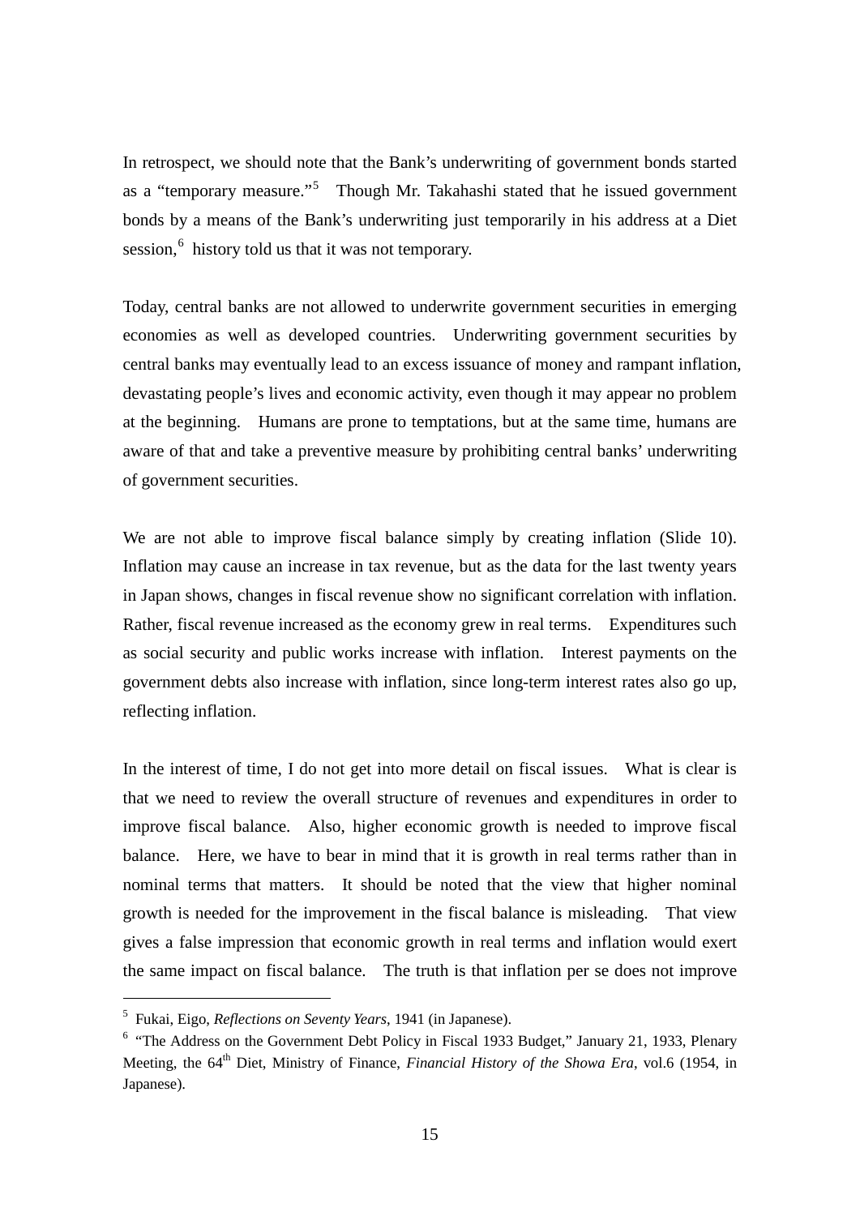In retrospect, we should note that the Bank's underwriting of government bonds started as a "temporary measure."[5] Though Mr. Takahashi stated that he issued government bonds by a means of the Bank's underwriting just temporarily in his address at a Diet session,[6] history told us that it was not temporary.

Today, central banks are not allowed to underwrite government securities in emerging economies as well as developed countries. Underwriting government securities by central banks may eventually lead to an excess issuance of money and rampant inflation, devastating people's lives and economic activity, even though it may appear no problem at the beginning. Humans are prone to temptations, but at the same time, humans are aware of that and take a preventive measure by prohibiting central banks' underwriting of government securities.

We are not able to improve fiscal balance simply by creating inflation (Slide 10). Inflation may cause an increase in tax revenue, but as the data for the last twenty years in Japan shows, changes in fiscal revenue show no significant correlation with inflation. Rather, fiscal revenue increased as the economy grew in real terms. Expenditures such as social security and public works increase with inflation. Interest payments on the government debts also increase with inflation, since long-term interest rates also go up, reflecting inflation.

In the interest of time, I do not get into more detail on fiscal issues. What is clear is that we need to review the overall structure of revenues and expenditures in order to improve fiscal balance. Also, higher economic growth is needed to improve fiscal balance. Here, we have to bear in mind that it is growth in real terms rather than in nominal terms that matters. It should be noted that the view that higher nominal growth is needed for the improvement in the fiscal balance is misleading. That view gives a false impression that economic growth in real terms and inflation would exert the same impact on fiscal balance. The truth is that inflation per se does not improve

---

[5] Fukai, Eigo, *Reflections on Seventy Years*, 1941 (in Japanese).

[6] "The Address on the Government Debt Policy in Fiscal 1933 Budget," January 21, 1933, Plenary Meeting, the 64th Diet, Ministry of Finance, *Financial History of the Showa Era*, vol.6 (1954, in Japanese).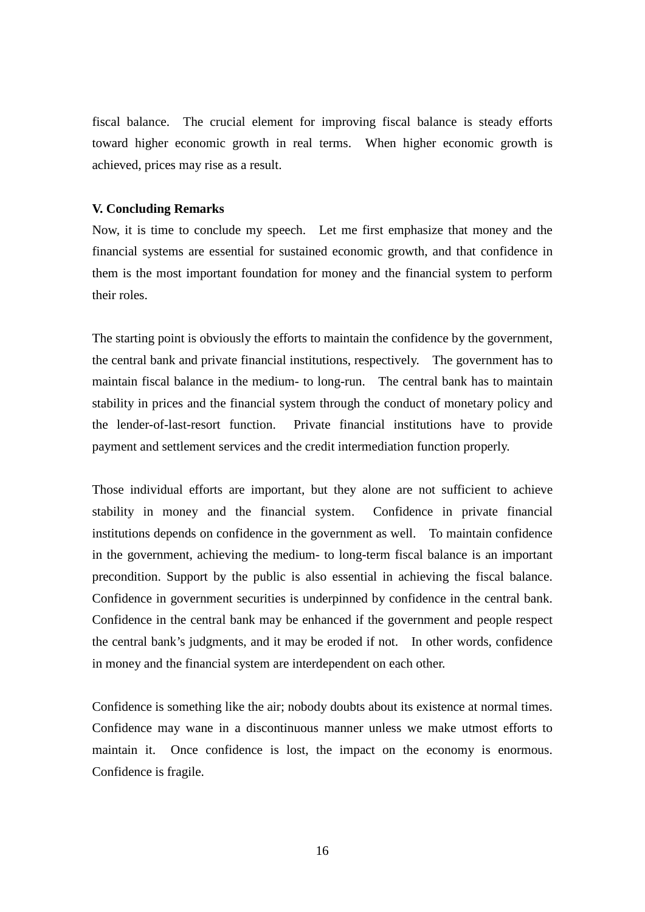fiscal balance. The crucial element for improving fiscal balance is steady efforts toward higher economic growth in real terms. When higher economic growth is achieved, prices may rise as a result.

## V. Concluding Remarks

Now, it is time to conclude my speech. Let me first emphasize that money and the financial systems are essential for sustained economic growth, and that confidence in them is the most important foundation for money and the financial system to perform their roles.

The starting point is obviously the efforts to maintain the confidence by the government, the central bank and private financial institutions, respectively. The government has to maintain fiscal balance in the medium- to long-run. The central bank has to maintain stability in prices and the financial system through the conduct of monetary policy and the lender-of-last-resort function. Private financial institutions have to provide payment and settlement services and the credit intermediation function properly.

Those individual efforts are important, but they alone are not sufficient to achieve stability in money and the financial system. Confidence in private financial institutions depends on confidence in the government as well. To maintain confidence in the government, achieving the medium- to long-term fiscal balance is an important precondition. Support by the public is also essential in achieving the fiscal balance. Confidence in government securities is underpinned by confidence in the central bank. Confidence in the central bank may be enhanced if the government and people respect the central bank's judgments, and it may be eroded if not. In other words, confidence in money and the financial system are interdependent on each other.

Confidence is something like the air; nobody doubts about its existence at normal times. Confidence may wane in a discontinuous manner unless we make utmost efforts to maintain it. Once confidence is lost, the impact on the economy is enormous. Confidence is fragile.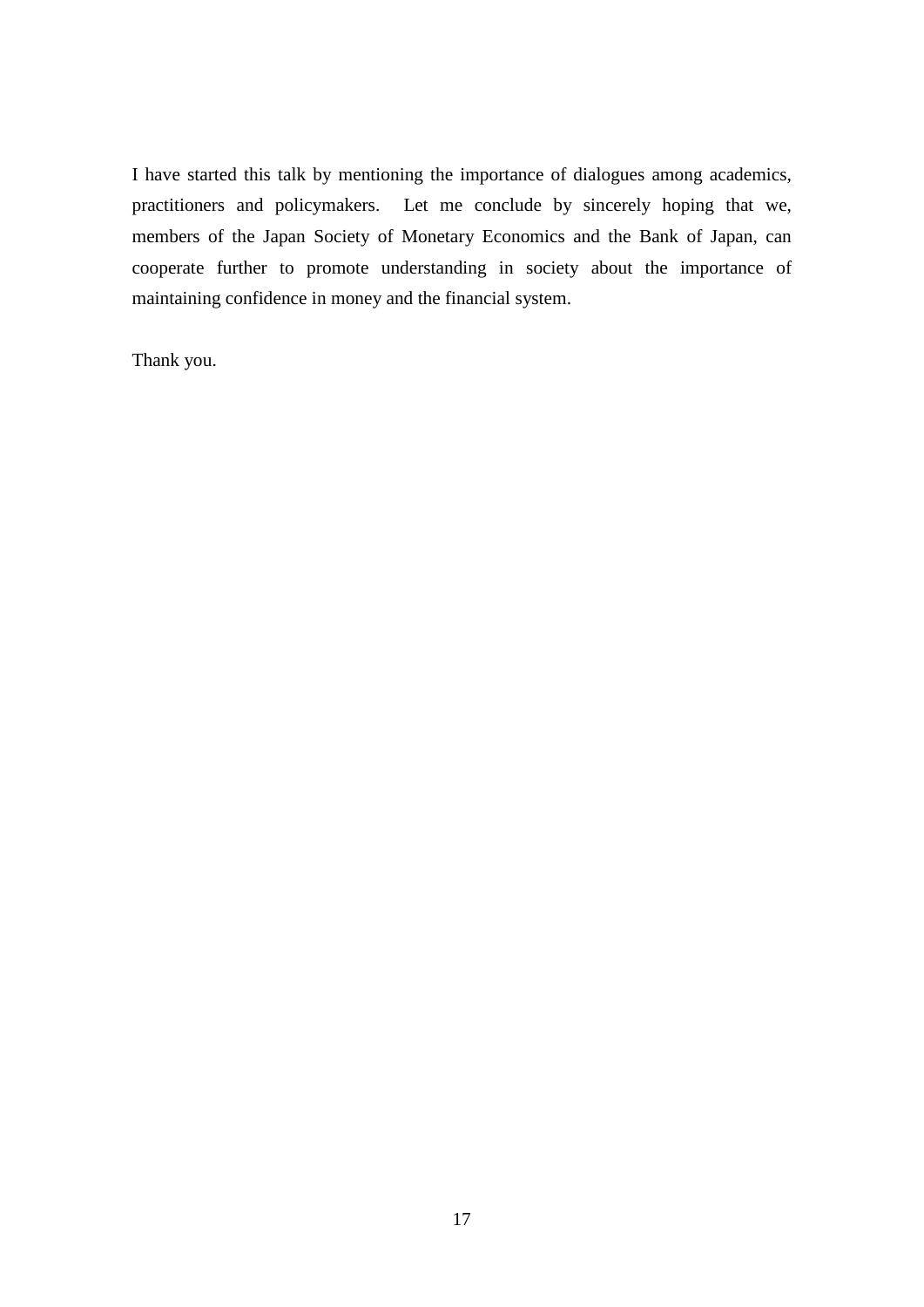I have started this talk by mentioning the importance of dialogues among academics, practitioners and policymakers. Let me conclude by sincerely hoping that we, members of the Japan Society of Monetary Economics and the Bank of Japan, can cooperate further to promote understanding in society about the importance of maintaining confidence in money and the financial system.

Thank you.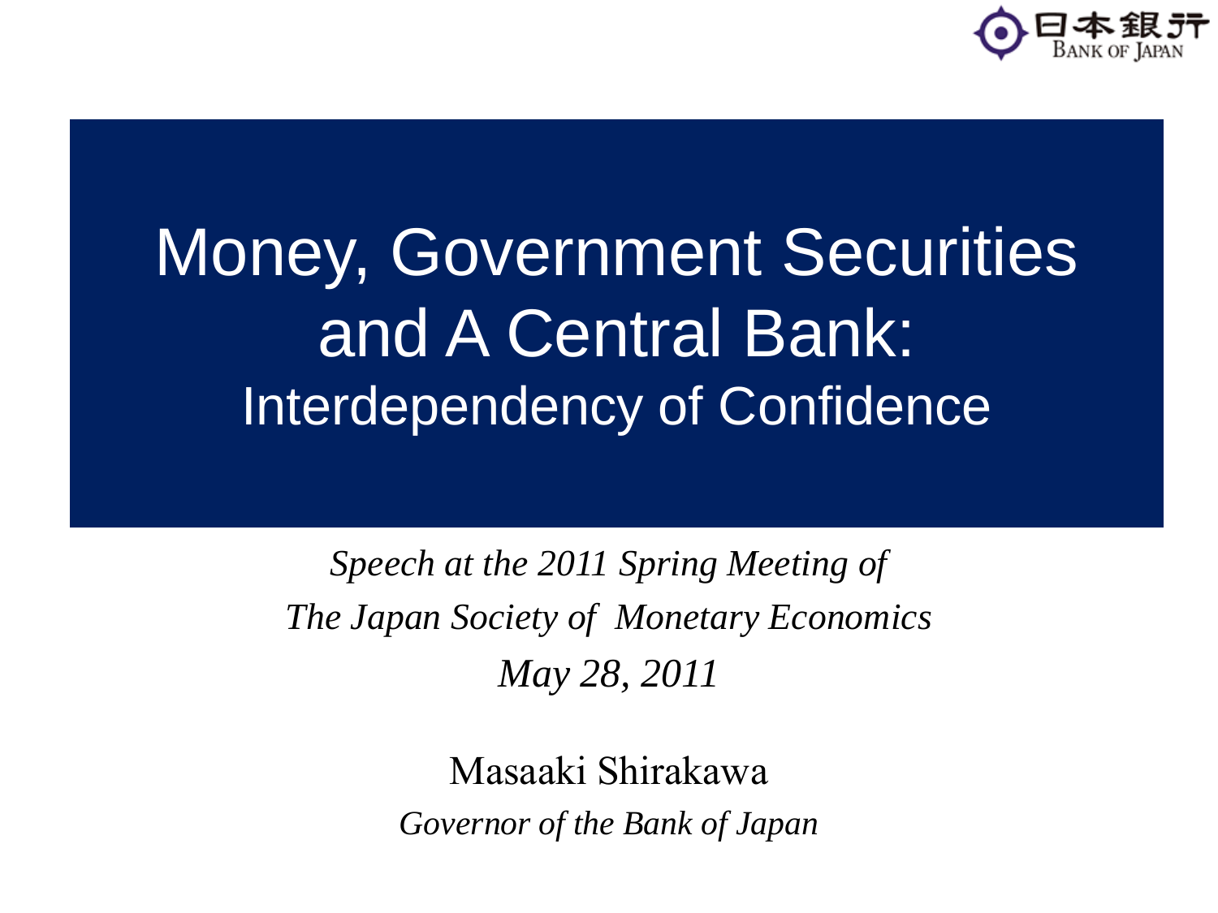# Money, Government Securities and A Central Bank:

## Interdependency of Confidence

*Speech at the 2011 Spring Meeting of*

*The Japan Society of Monetary Economics*

*May 28, 2011*

Masaaki Shirakawa

*Governor of the Bank of Japan*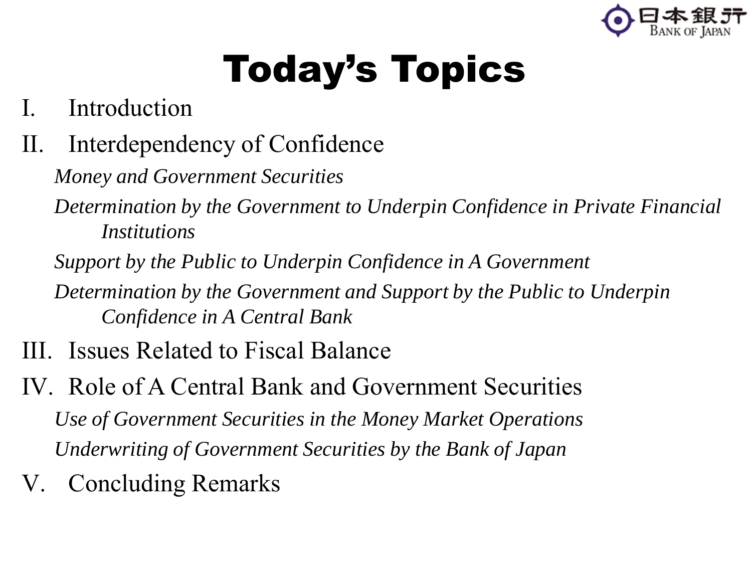# Today's Topics

I. Introduction

II. Interdependency of Confidence

- *Money and Government Securities*
- *Determination by the Government to Underpin Confidence in Private Financial Institutions*
- *Support by the Public to Underpin Confidence in A Government*
- *Determination by the Government and Support by the Public to Underpin Confidence in A Central Bank*

III. Issues Related to Fiscal Balance

IV. Role of A Central Bank and Government Securities

- *Use of Government Securities in the Money Market Operations*
- *Underwriting of Government Securities by the Bank of Japan*

V. Concluding Remarks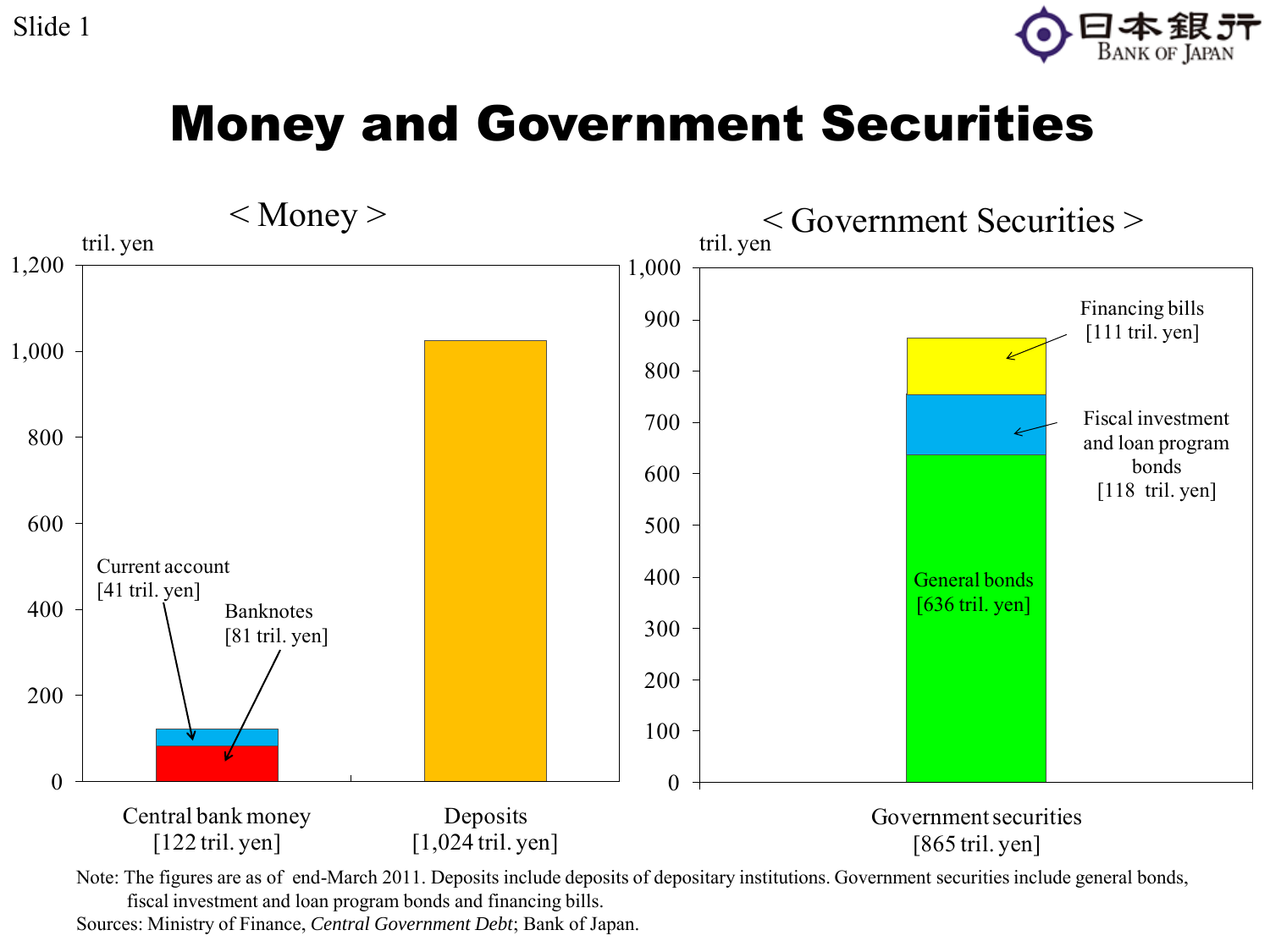# Money and Government Securities

## < Money >

tril. yen

| | Central bank money [122 tril. yen] | Deposits [1,024 tril. yen] |
|---|---|---|
| Banknotes | 81 | |
| Current account | 41 | |
| Deposits | | 1,024 |

## < Government Securities >

tril. yen

| | Government securities [865 tril. yen] |
|---|---|
| General bonds | 636 |
| Fiscal investment and loan program bonds | 118 |
| Financing bills | 111 |

Note: The figures are as of end-March 2011. Deposits include deposits of depositary institutions. Government securities include general bonds, fiscal investment and loan program bonds and financing bills.

Sources: Ministry of Finance, *Central Government Debt*; Bank of Japan.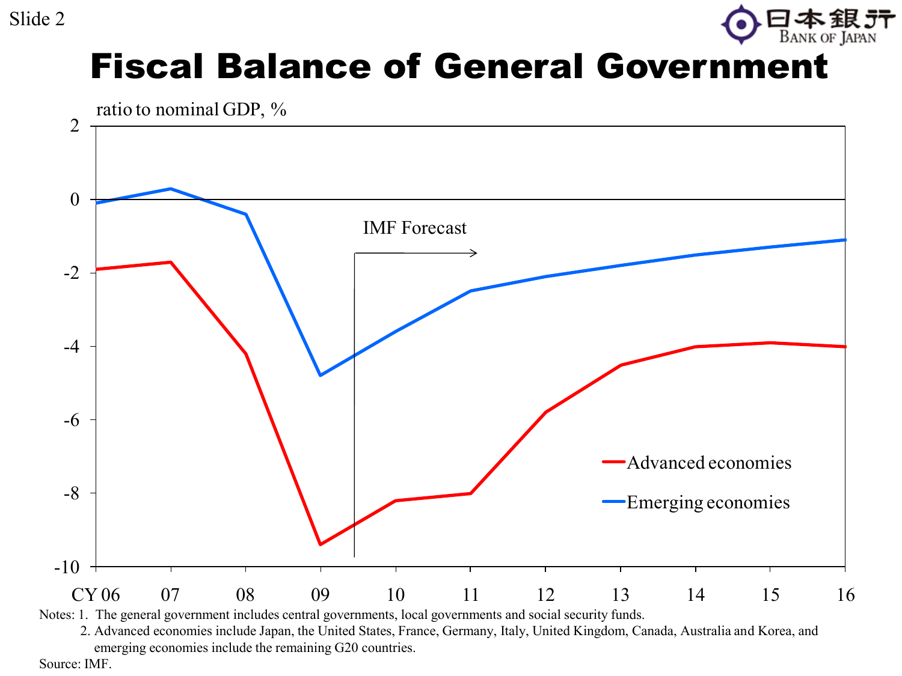# Fiscal Balance of General Government

ratio to nominal GDP, %

IMF Forecast

Advanced economies

Emerging economies

CY 06 07 08 09 10 11 12 13 14 15 16

Notes: 1. The general government includes central governments, local governments and social security funds.
2. Advanced economies include Japan, the United States, France, Germany, Italy, United Kingdom, Canada, Australia and Korea, and emerging economies include the remaining G20 countries.

Source: IMF.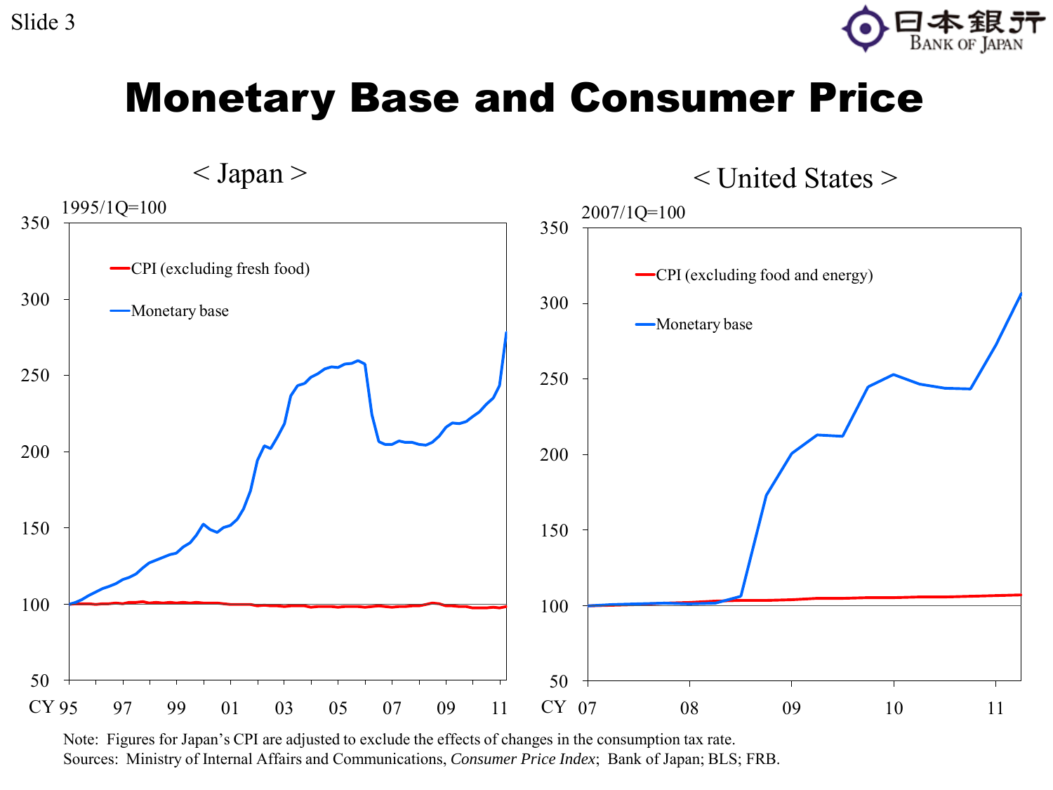# Monetary Base and Consumer Price

< Japan >

1995/1Q=100

- CPI (excluding fresh food)
- Monetary base

CY 95, 97, 99, 01, 03, 05, 07, 09, 11

< United States >

2007/1Q=100

- CPI (excluding food and energy)
- Monetary base

CY 07, 08, 09, 10, 11

Note: Figures for Japan's CPI are adjusted to exclude the effects of changes in the consumption tax rate.
Sources: Ministry of Internal Affairs and Communications, *Consumer Price Index*; Bank of Japan; BLS; FRB.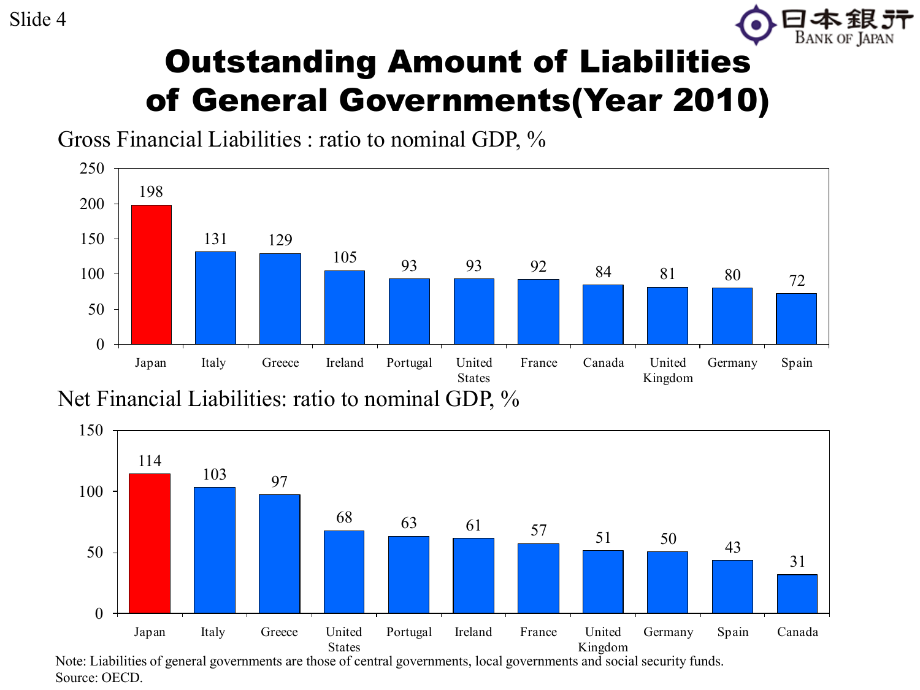# Outstanding Amount of Liabilities of General Governments(Year 2010)

Gross Financial Liabilities : ratio to nominal GDP, %

| Country | Ratio |
|---|---|
| Japan | 198 |
| Italy | 131 |
| Greece | 129 |
| Ireland | 105 |
| Portugal | 93 |
| United States | 93 |
| France | 92 |
| Canada | 84 |
| United Kingdom | 81 |
| Germany | 80 |
| Spain | 72 |

Net Financial Liabilities: ratio to nominal GDP, %

| Country | Ratio |
|---|---|
| Japan | 114 |
| Italy | 103 |
| Greece | 97 |
| United States | 68 |
| Portugal | 63 |
| Ireland | 61 |
| France | 57 |
| United Kingdom | 51 |
| Germany | 50 |
| Spain | 43 |
| Canada | 31 |

Note: Liabilities of general governments are those of central governments, local governments and social security funds.
Source: OECD.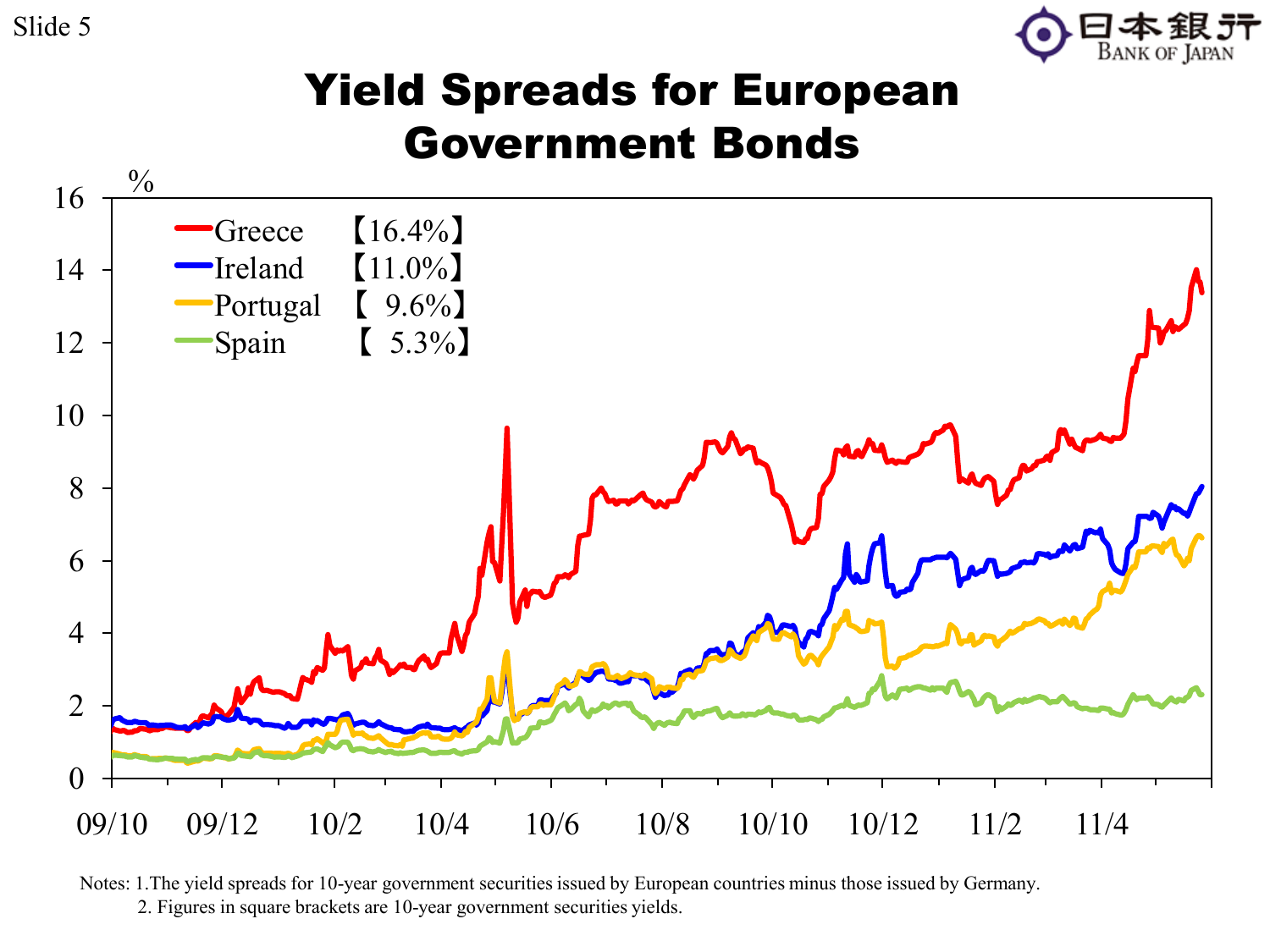# Yield Spreads for European Government Bonds

%

- Greece 【16.4%】
- Ireland 【11.0%】
- Portugal 【 9.6%】
- Spain 【 5.3%】

Notes: 1.The yield spreads for 10-year government securities issued by European countries minus those issued by Germany.

2. Figures in square brackets are 10-year government securities yields.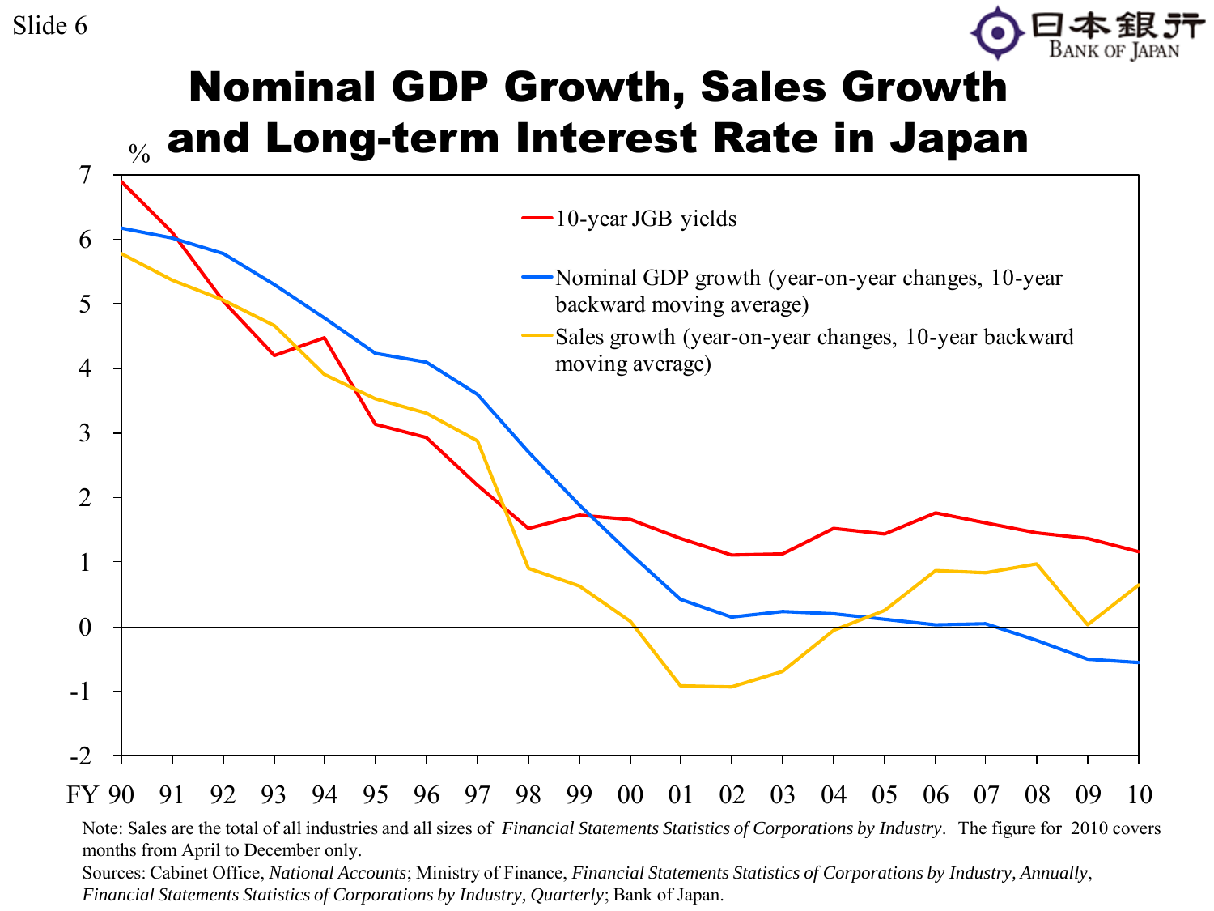# Nominal GDP Growth, Sales Growth and Long-term Interest Rate in Japan

%

- 10-year JGB yields
- Nominal GDP growth (year-on-year changes, 10-year backward moving average)
- Sales growth (year-on-year changes, 10-year backward moving average)

FY 90 91 92 93 94 95 96 97 98 99 00 01 02 03 04 05 06 07 08 09 10

Note: Sales are the total of all industries and all sizes of *Financial Statements Statistics of Corporations by Industry*. The figure for 2010 covers months from April to December only.

Sources: Cabinet Office, *National Accounts*; Ministry of Finance, *Financial Statements Statistics of Corporations by Industry, Annually*, *Financial Statements Statistics of Corporations by Industry, Quarterly*; Bank of Japan.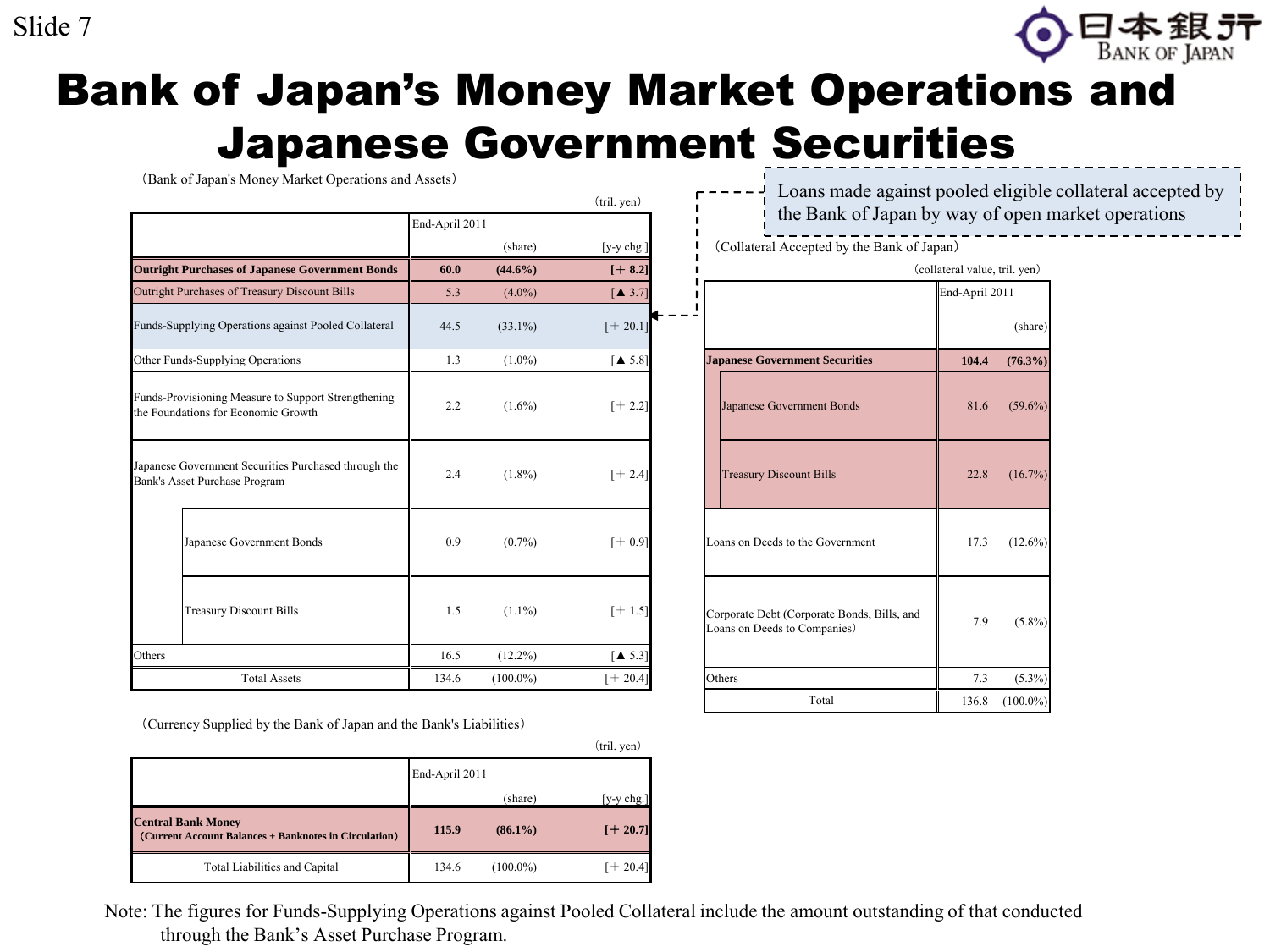# Bank of Japan's Money Market Operations and Japanese Government Securities

（Bank of Japan's Money Market Operations and Assets）

（tril. yen）

| | End-April 2011 | (share) | [y-y chg.] |
|---|---|---|---|
| **Outright Purchases of Japanese Government Bonds** | **60.0** | **(44.6%)** | **[+ 8.2]** |
| Outright Purchases of Treasury Discount Bills | 5.3 | (4.0%) | [▲ 3.7] |
| Funds-Supplying Operations against Pooled Collateral | 44.5 | (33.1%) | [+ 20.1] |
| Other Funds-Supplying Operations | 1.3 | (1.0%) | [▲ 5.8] |
| Funds-Provisioning Measure to Support Strengthening the Foundations for Economic Growth | 2.2 | (1.6%) | [+ 2.2] |
| Japanese Government Securities Purchased through the Bank's Asset Purchase Program | 2.4 | (1.8%) | [+ 2.4] |
| Japanese Government Bonds | 0.9 | (0.7%) | [+ 0.9] |
| Treasury Discount Bills | 1.5 | (1.1%) | [+ 1.5] |
| Others | 16.5 | (12.2%) | [▲ 5.3] |
| Total Assets | 134.6 | (100.0%) | [+ 20.4] |

Loans made against pooled eligible collateral accepted by the Bank of Japan by way of open market operations

（Collateral Accepted by the Bank of Japan）

（collateral value, tril. yen）

| | End-April 2011 | (share) |
|---|---|---|
| **Japanese Government Securities** | **104.4** | **(76.3%)** |
| Japanese Government Bonds | 81.6 | (59.6%) |
| Treasury Discount Bills | 22.8 | (16.7%) |
| Loans on Deeds to the Government | 17.3 | (12.6%) |
| Corporate Debt (Corporate Bonds, Bills, and Loans on Deeds to Companies) | 7.9 | (5.8%) |
| Others | 7.3 | (5.3%) |
| Total | 136.8 | (100.0%) |

（Currency Supplied by the Bank of Japan and the Bank's Liabilities）

（tril. yen）

| | End-April 2011 | (share) | [y-y chg.] |
|---|---|---|---|
| **Central Bank Money (Current Account Balances + Banknotes in Circulation)** | **115.9** | **(86.1%)** | **[+ 20.7]** |
| Total Liabilities and Capital | 134.6 | (100.0%) | [+ 20.4] |

Note: The figures for Funds-Supplying Operations against Pooled Collateral include the amount outstanding of that conducted through the Bank's Asset Purchase Program.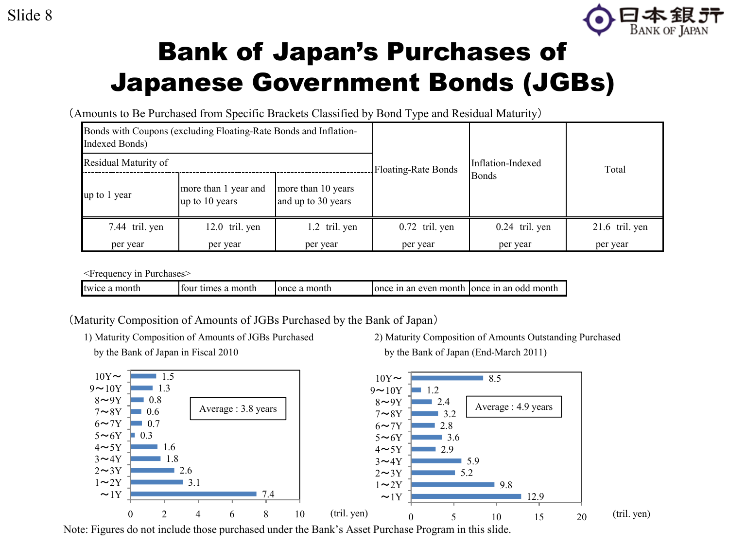Slide 8

# Bank of Japan's Purchases of Japanese Government Bonds (JGBs)

（Amounts to Be Purchased from Specific Brackets Classified by Bond Type and Residual Maturity）

| Bonds with Coupons (excluding Floating-Rate Bonds and Inflation-Indexed Bonds) | | | Floating-Rate Bonds | Inflation-Indexed Bonds | Total |
|---|---|---|---|---|---|
| Residual Maturity of | | | | | |
| up to 1 year | more than 1 year and up to 10 years | more than 10 years and up to 30 years | | | |
| 7.44 tril. yen per year | 12.0 tril. yen per year | 1.2 tril. yen per year | 0.72 tril. yen per year | 0.24 tril. yen per year | 21.6 tril. yen per year |

<Frequency in Purchases>

| twice a month | four times a month | once a month | once in an even month | once in an odd month |
|---|---|---|---|---|

（Maturity Composition of Amounts of JGBs Purchased by the Bank of Japan）

1) Maturity Composition of Amounts of JGBs Purchased by the Bank of Japan in Fiscal 2010

Average : 3.8 years

| Residual maturity | tril. yen |
|---|---|
| 10Y～ | 1.5 |
| 9～10Y | 1.3 |
| 8～9Y | 0.8 |
| 7～8Y | 0.6 |
| 6～7Y | 0.7 |
| 5～6Y | 0.3 |
| 4～5Y | 1.6 |
| 3～4Y | 1.8 |
| 2～3Y | 2.6 |
| 1～2Y | 3.1 |
| ～1Y | 7.4 |

2) Maturity Composition of Amounts Outstanding Purchased by the Bank of Japan (End-March 2011)

Average : 4.9 years

| Residual maturity | tril. yen |
|---|---|
| 10Y～ | 8.5 |
| 9～10Y | 1.2 |
| 8～9Y | 2.4 |
| 7～8Y | 3.2 |
| 6～7Y | 2.8 |
| 5～6Y | 3.6 |
| 4～5Y | 2.9 |
| 3～4Y | 5.9 |
| 2～3Y | 5.2 |
| 1～2Y | 9.8 |
| ～1Y | 12.9 |

Note: Figures do not include those purchased under the Bank's Asset Purchase Program in this slide.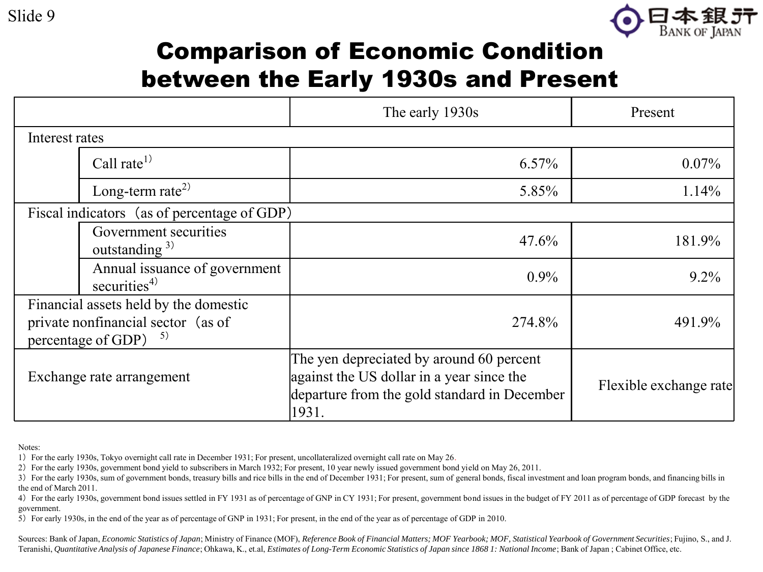# Comparison of Economic Condition between the Early 1930s and Present

| | | The early 1930s | Present |
|---|---|---|---|
| Interest rates | | | |
| | Call rate[1)] | 6.57% | 0.07% |
| | Long-term rate[2)] | 5.85% | 1.14% |
| Fiscal indicators（as of percentage of GDP） | | | |
| | Government securities outstanding [3)] | 47.6% | 181.9% |
| | Annual issuance of government securities[4)] | 0.9% | 9.2% |
| Financial assets held by the domestic private nonfinancial sector（as of percentage of GDP） [5)] | | 274.8% | 491.9% |
| Exchange rate arrangement | | The yen depreciated by around 60 percent against the US dollar in a year since the departure from the gold standard in December 1931. | Flexible exchange rate |

Notes:

1）For the early 1930s, Tokyo overnight call rate in December 1931; For present, uncollateralized overnight call rate on May 26.

2）For the early 1930s, government bond yield to subscribers in March 1932; For present, 10 year newly issued government bond yield on May 26, 2011.

3）For the early 1930s, sum of government bonds, treasury bills and rice bills in the end of December 1931; For present, sum of general bonds, fiscal investment and loan program bonds, and financing bills in the end of March 2011.

4）For the early 1930s, government bond issues settled in FY 1931 as of percentage of GNP in CY 1931; For present, government bond issues in the budget of FY 2011 as of percentage of GDP forecast by the government.

5）For early 1930s, in the end of the year as of percentage of GNP in 1931; For present, in the end of the year as of percentage of GDP in 2010.

Sources: Bank of Japan, *Economic Statistics of Japan*; Ministry of Finance (MOF), *Reference Book of Financial Matters; MOF Yearbook; MOF, Statistical Yearbook of Government Securities*; Fujino, S., and J. Teranishi, *Quantitative Analysis of Japanese Finance*; Ohkawa, K., et.al, *Estimates of Long-Term Economic Statistics of Japan since 1868 1: National Income*; Bank of Japan ; Cabinet Office, etc.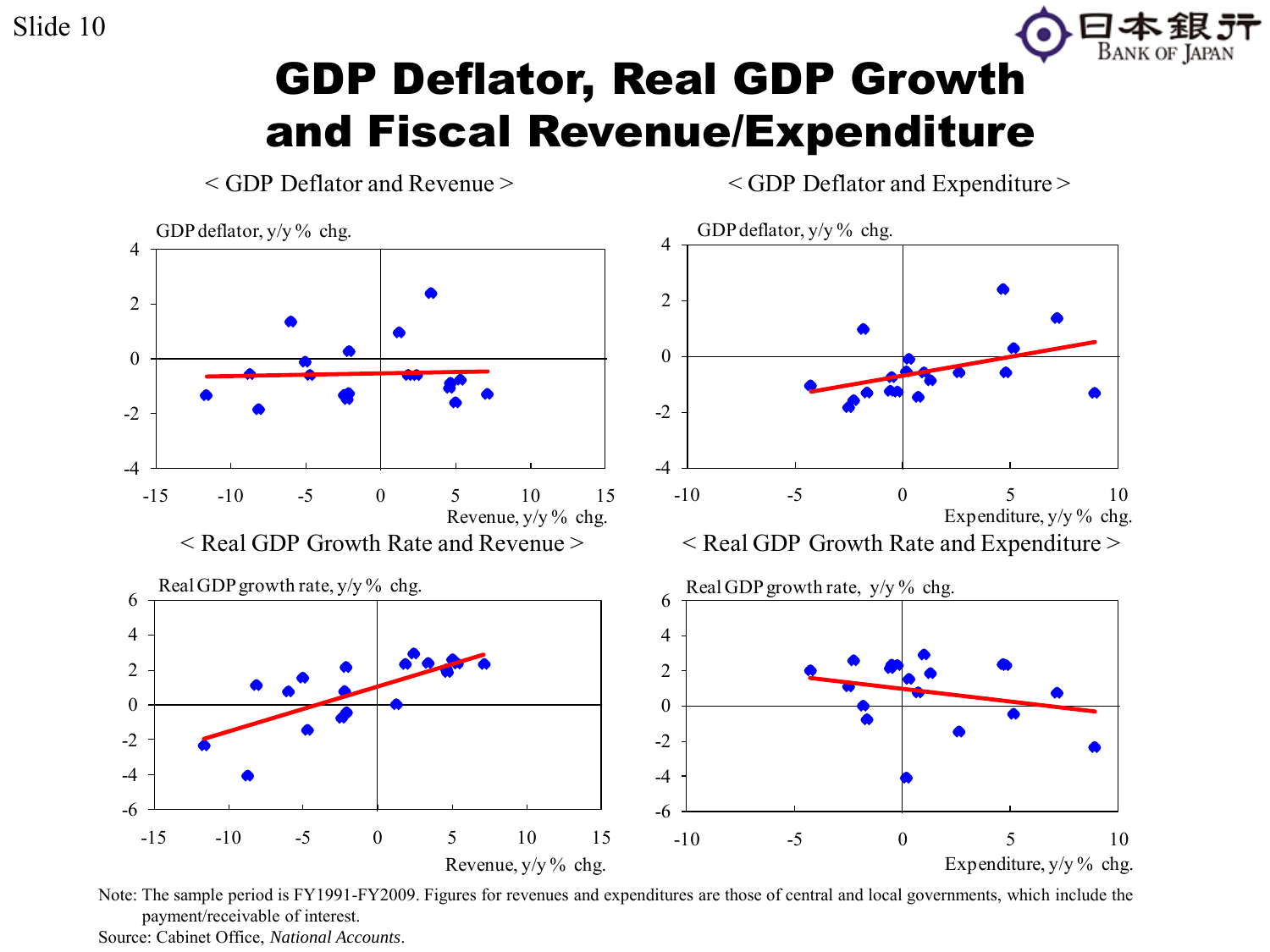# GDP Deflator, Real GDP Growth and Fiscal Revenue/Expenditure

< GDP Deflator and Revenue >

GDP deflator, y/y % chg.

4
2
0
-2
-4

-15 -10 -5 0 5 10 15

Revenue, y/y % chg.

< GDP Deflator and Expenditure >

GDP deflator, y/y % chg.

4
2
0
-2
-4

-10 -5 0 5 10

Expenditure, y/y % chg.

< Real GDP Growth Rate and Revenue >

Real GDP growth rate, y/y % chg.

6
4
2
0
-2
-4
-6

-15 -10 -5 0 5 10 15

Revenue, y/y % chg.

< Real GDP Growth Rate and Expenditure >

Real GDP growth rate, y/y % chg.

6
4
2
0
-2
-4
-6

-10 -5 0 5 10

Expenditure, y/y % chg.

Note: The sample period is FY1991-FY2009. Figures for revenues and expenditures are those of central and local governments, which include the payment/receivable of interest.

Source: Cabinet Office, *National Accounts*.